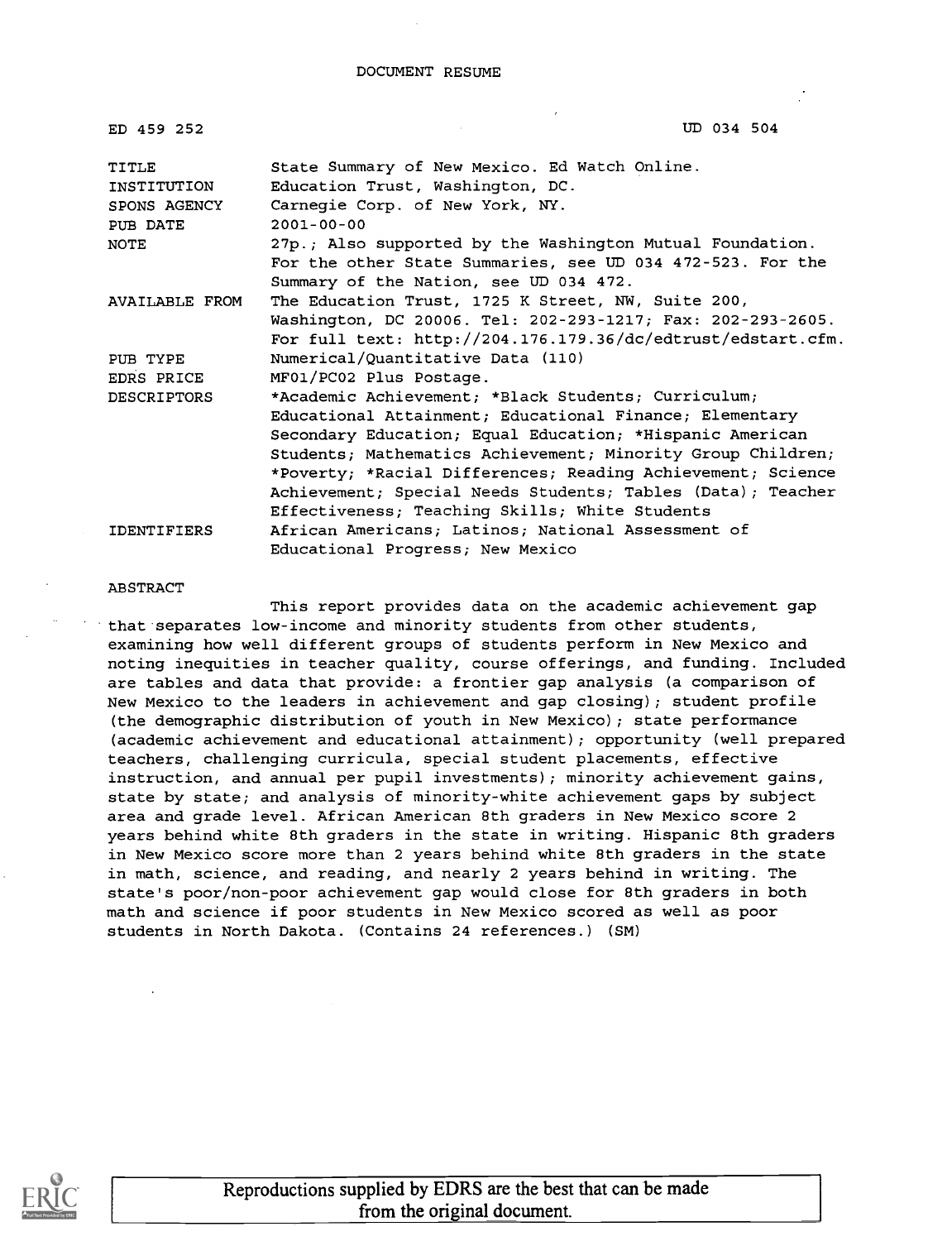DOCUMENT RESUME

| | |
|---|---|
| ED 459 252 | UD 034 504 |
| TITLE | State Summary of New Mexico. Ed Watch Online. |
| INSTITUTION | Education Trust, Washington, DC. |
| SPONS AGENCY | Carnegie Corp. of New York, NY. |
| PUB DATE | 2001-00-00 |
| NOTE | 27p.; Also supported by the Washington Mutual Foundation. For the other State Summaries, see UD 034 472-523. For the Summary of the Nation, see UD 034 472. |
| AVAILABLE FROM | The Education Trust, 1725 K Street, NW, Suite 200, Washington, DC 20006. Tel: 202-293-1217; Fax: 202-293-2605. For full text: http://204.176.179.36/dc/edtrust/edstart.cfm. |
| PUB TYPE | Numerical/Quantitative Data (110) |
| EDRS PRICE | MF01/PC02 Plus Postage. |
| DESCRIPTORS | *Academic Achievement; *Black Students; Curriculum; Educational Attainment; Educational Finance; Elementary Secondary Education; Equal Education; *Hispanic American Students; Mathematics Achievement; Minority Group Children; *Poverty; *Racial Differences; Reading Achievement; Science Achievement; Special Needs Students; Tables (Data); Teacher Effectiveness; Teaching Skills; White Students |
| IDENTIFIERS | African Americans; Latinos; National Assessment of Educational Progress; New Mexico |

ABSTRACT

This report provides data on the academic achievement gap that separates low-income and minority students from other students, examining how well different groups of students perform in New Mexico and noting inequities in teacher quality, course offerings, and funding. Included are tables and data that provide: a frontier gap analysis (a comparison of New Mexico to the leaders in achievement and gap closing); student profile (the demographic distribution of youth in New Mexico); state performance (academic achievement and educational attainment); opportunity (well prepared teachers, challenging curricula, special student placements, effective instruction, and annual per pupil investments); minority achievement gains, state by state; and analysis of minority-white achievement gaps by subject area and grade level. African American 8th graders in New Mexico score 2 years behind white 8th graders in the state in writing. Hispanic 8th graders in New Mexico score more than 2 years behind white 8th graders in the state in math, science, and reading, and nearly 2 years behind in writing. The state's poor/non-poor achievement gap would close for 8th graders in both math and science if poor students in New Mexico scored as well as poor students in North Dakota. (Contains 24 references.) (SM)

Reproductions supplied by EDRS are the best that can be made from the original document.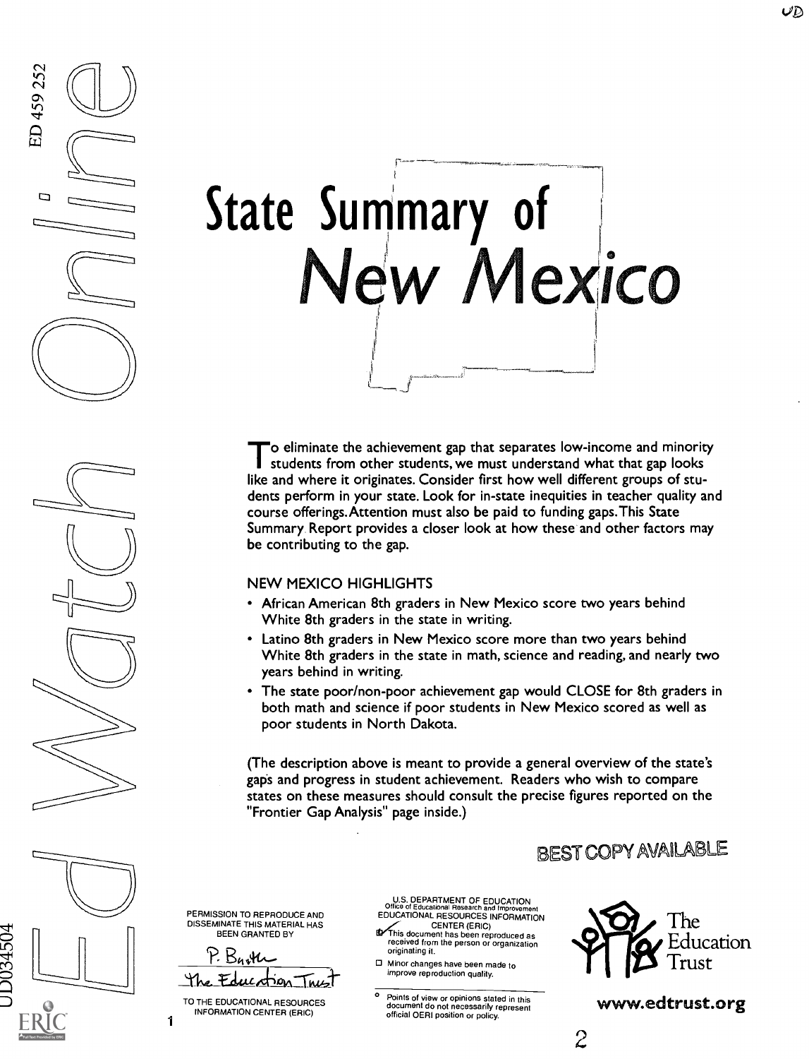# State Summary of New Mexico

To eliminate the achievement gap that separates low-income and minority students from other students, we must understand what that gap looks like and where it originates. Consider first how well different groups of students perform in your state. Look for in-state inequities in teacher quality and course offerings. Attention must also be paid to funding gaps. This State Summary Report provides a closer look at how these and other factors may be contributing to the gap.

NEW MEXICO HIGHLIGHTS

- African American 8th graders in New Mexico score two years behind White 8th graders in the state in writing.
- Latino 8th graders in New Mexico score more than two years behind White 8th graders in the state in math, science and reading, and nearly two years behind in writing.
- The state poor/non-poor achievement gap would CLOSE for 8th graders in both math and science if poor students in New Mexico scored as well as poor students in North Dakota.

(The description above is meant to provide a general overview of the state's gaps and progress in student achievement. Readers who wish to compare states on these measures should consult the precise figures reported on the "Frontier Gap Analysis" page inside.)

BEST COPY AVAILABLE

ED 459 252

UD034504

Ed Watch Online

PERMISSION TO REPRODUCE AND DISSEMINATE THIS MATERIAL HAS BEEN GRANTED BY

P. Barth
The Education Trust

TO THE EDUCATIONAL RESOURCES INFORMATION CENTER (ERIC)

U.S. DEPARTMENT OF EDUCATION
Office of Educational Research and Improvement
EDUCATIONAL RESOURCES INFORMATION CENTER (ERIC)

- [x] This document has been reproduced as received from the person or organization originating it.
- [ ] Minor changes have been made to improve reproduction quality.

Points of view or opinions stated in this document do not necessarily represent official OERI position or policy.

The Education Trust

www.edtrust.org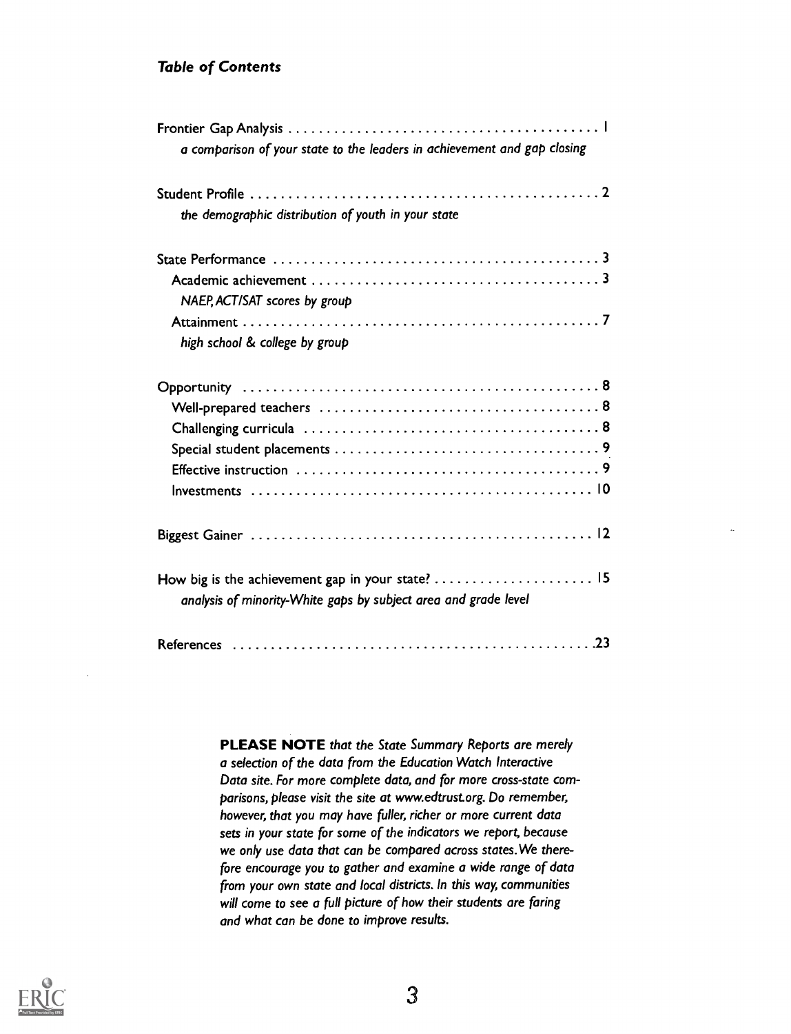### *Table of Contents*

Frontier Gap Analysis . . . . . . . . . . . . . . . . . . . . . . . . . . . . . . . . . . . . . . . . . 1
*a comparison of your state to the leaders in achievement and gap closing*

Student Profile . . . . . . . . . . . . . . . . . . . . . . . . . . . . . . . . . . . . . . . . . . . . . . 2
*the demographic distribution of youth in your state*

State Performance . . . . . . . . . . . . . . . . . . . . . . . . . . . . . . . . . . . . . . . . . . . 3
Academic achievement . . . . . . . . . . . . . . . . . . . . . . . . . . . . . . . . . . . . . . 3
*NAEP, ACT/SAT scores by group*
Attainment . . . . . . . . . . . . . . . . . . . . . . . . . . . . . . . . . . . . . . . . . . . . . . . 7
*high school & college by group*

Opportunity . . . . . . . . . . . . . . . . . . . . . . . . . . . . . . . . . . . . . . . . . . . . . . . 8
Well-prepared teachers . . . . . . . . . . . . . . . . . . . . . . . . . . . . . . . . . . . . . 8
Challenging curricula . . . . . . . . . . . . . . . . . . . . . . . . . . . . . . . . . . . . . . . 8
Special student placements . . . . . . . . . . . . . . . . . . . . . . . . . . . . . . . . . . . 9
Effective instruction . . . . . . . . . . . . . . . . . . . . . . . . . . . . . . . . . . . . . . . . 9
Investments . . . . . . . . . . . . . . . . . . . . . . . . . . . . . . . . . . . . . . . . . . . . . 10

Biggest Gainer . . . . . . . . . . . . . . . . . . . . . . . . . . . . . . . . . . . . . . . . . . . . . 12

How big is the achievement gap in your state? . . . . . . . . . . . . . . . . . . . . . 15
*analysis of minority-White gaps by subject area and grade level*

References . . . . . . . . . . . . . . . . . . . . . . . . . . . . . . . . . . . . . . . . . . . . . . . 23

**PLEASE NOTE** *that the State Summary Reports are merely a selection of the data from the Education Watch Interactive Data site. For more complete data, and for more cross-state comparisons, please visit the site at www.edtrust.org. Do remember, however, that you may have fuller, richer or more current data sets in your state for some of the indicators we report, because we only use data that can be compared across states. We therefore encourage you to gather and examine a wide range of data from your own state and local districts. In this way, communities will come to see a full picture of how their students are faring and what can be done to improve results.*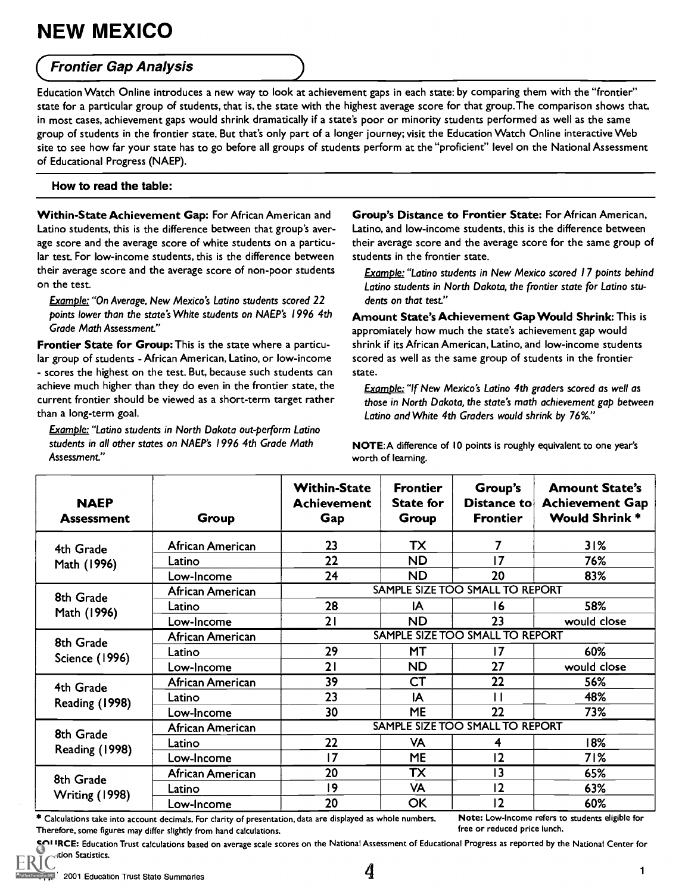# NEW MEXICO

## *Frontier Gap Analysis*

Education Watch Online introduces a new way to look at achievement gaps in each state: by comparing them with the "frontier" state for a particular group of students, that is, the state with the highest average score for that group. The comparison shows that, in most cases, achievement gaps would shrink dramatically if a state's poor or minority students performed as well as the same group of students in the frontier state. But that's only part of a longer journey; visit the Education Watch Online interactive Web site to see how far your state has to go before all groups of students perform at the "proficient" level on the National Assessment of Educational Progress (NAEP).

### How to read the table:

**Within-State Achievement Gap:** For African American and Latino students, this is the difference between that group's average score and the average score of white students on a particular test. For low-income students, this is the difference between their average score and the average score of non-poor students on the test.

*Example: "On Average, New Mexico's Latino students scored 22 points lower than the state's White students on NAEP's 1996 4th Grade Math Assessment."*

**Frontier State for Group:** This is the state where a particular group of students - African American, Latino, or low-income - scores the highest on the test. But, because such students can achieve much higher than they do even in the frontier state, the current frontier should be viewed as a short-term target rather than a long-term goal.

*Example: "Latino students in North Dakota out-perform Latino students in all other states on NAEP's 1996 4th Grade Math Assessment."*

**Group's Distance to Frontier State:** For African American, Latino, and low-income students, this is the difference between their average score and the average score for the same group of students in the frontier state.

*Example: "Latino students in New Mexico scored 17 points behind Latino students in North Dakota, the frontier state for Latino students on that test."*

**Amount State's Achievement Gap Would Shrink:** This is appromiately how much the state's achievement gap would shrink if its African American, Latino, and low-income students scored as well as the same group of students in the frontier state.

*Example: "If New Mexico's Latino 4th graders scored as well as those in North Dakota, the state's math achievement gap between Latino and White 4th Graders would shrink by 76%."*

**NOTE:** A difference of 10 points is roughly equivalent to one year's worth of learning.

| NAEP Assessment | Group | Within-State Achievement Gap | Frontier State for Group | Group's Distance to Frontier | Amount State's Achievement Gap Would Shrink * |
|---|---|---|---|---|---|
| 4th Grade Math (1996) | African American | 23 | TX | 7 | 31% |
| | Latino | 22 | ND | 17 | 76% |
| | Low-Income | 24 | ND | 20 | 83% |
| 8th Grade Math (1996) | African American | SAMPLE SIZE TOO SMALL TO REPORT | | | |
| | Latino | 28 | IA | 16 | 58% |
| | Low-Income | 21 | ND | 23 | would close |
| 8th Grade Science (1996) | African American | SAMPLE SIZE TOO SMALL TO REPORT | | | |
| | Latino | 29 | MT | 17 | 60% |
| | Low-Income | 21 | ND | 27 | would close |
| 4th Grade Reading (1998) | African American | 39 | CT | 22 | 56% |
| | Latino | 23 | IA | 11 | 48% |
| | Low-Income | 30 | ME | 22 | 73% |
| 8th Grade Reading (1998) | African American | SAMPLE SIZE TOO SMALL TO REPORT | | | |
| | Latino | 22 | VA | 4 | 18% |
| | Low-Income | 17 | ME | 12 | 71% |
| 8th Grade Writing (1998) | African American | 20 | TX | 13 | 65% |
| | Latino | 19 | VA | 12 | 63% |
| | Low-Income | 20 | OK | 12 | 60% |

\* Calculations take into account decimals. For clarity of presentation, data are displayed as whole numbers. Therefore, some figures may differ slightly from hand calculations.

**Note:** Low-Income refers to students eligible for free or reduced price lunch.

**SOURCE:** Education Trust calculations based on average scale scores on the National Assessment of Educational Progress as reported by the National Center for Education Statistics.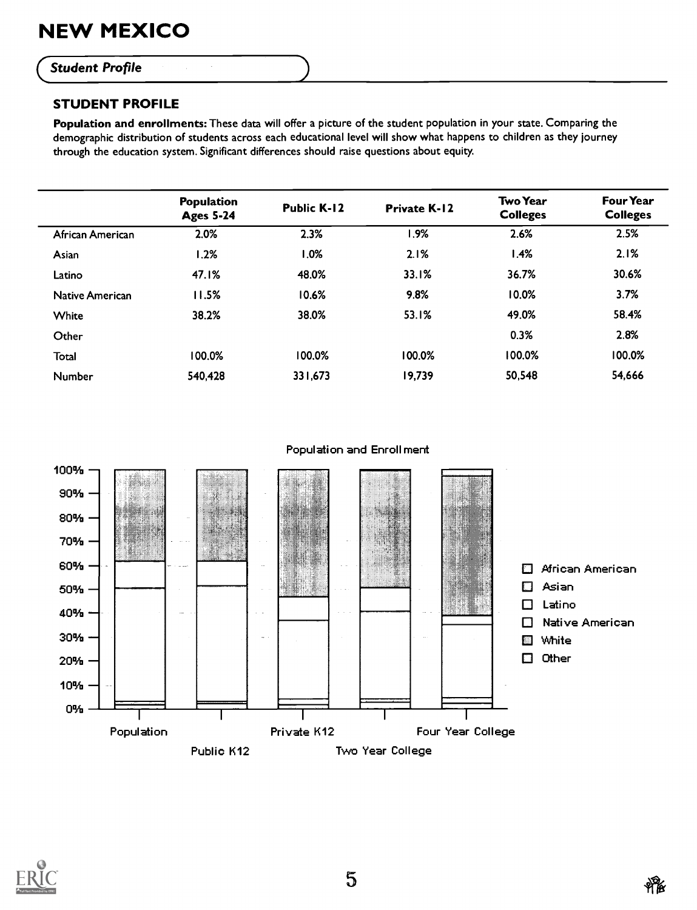# NEW MEXICO

*Student Profile*

### STUDENT PROFILE

**Population and enrollments:** These data will offer a picture of the student population in your state. Comparing the demographic distribution of students across each educational level will show what happens to children as they journey through the education system. Significant differences should raise questions about equity.

| | Population Ages 5-24 | Public K-12 | Private K-12 | Two Year Colleges | Four Year Colleges |
|---|---|---|---|---|---|
| African American | 2.0% | 2.3% | 1.9% | 2.6% | 2.5% |
| Asian | 1.2% | 1.0% | 2.1% | 1.4% | 2.1% |
| Latino | 47.1% | 48.0% | 33.1% | 36.7% | 30.6% |
| Native American | 11.5% | 10.6% | 9.8% | 10.0% | 3.7% |
| White | 38.2% | 38.0% | 53.1% | 49.0% | 58.4% |
| Other | | | | 0.3% | 2.8% |
| Total | 100.0% | 100.0% | 100.0% | 100.0% | 100.0% |
| Number | 540,428 | 331,673 | 19,739 | 50,548 | 54,666 |

Population and Enrollment

Legend: African American, Asian, Latino, Native American, White, Other

Categories: Population, Public K12, Private K12, Two Year College, Four Year College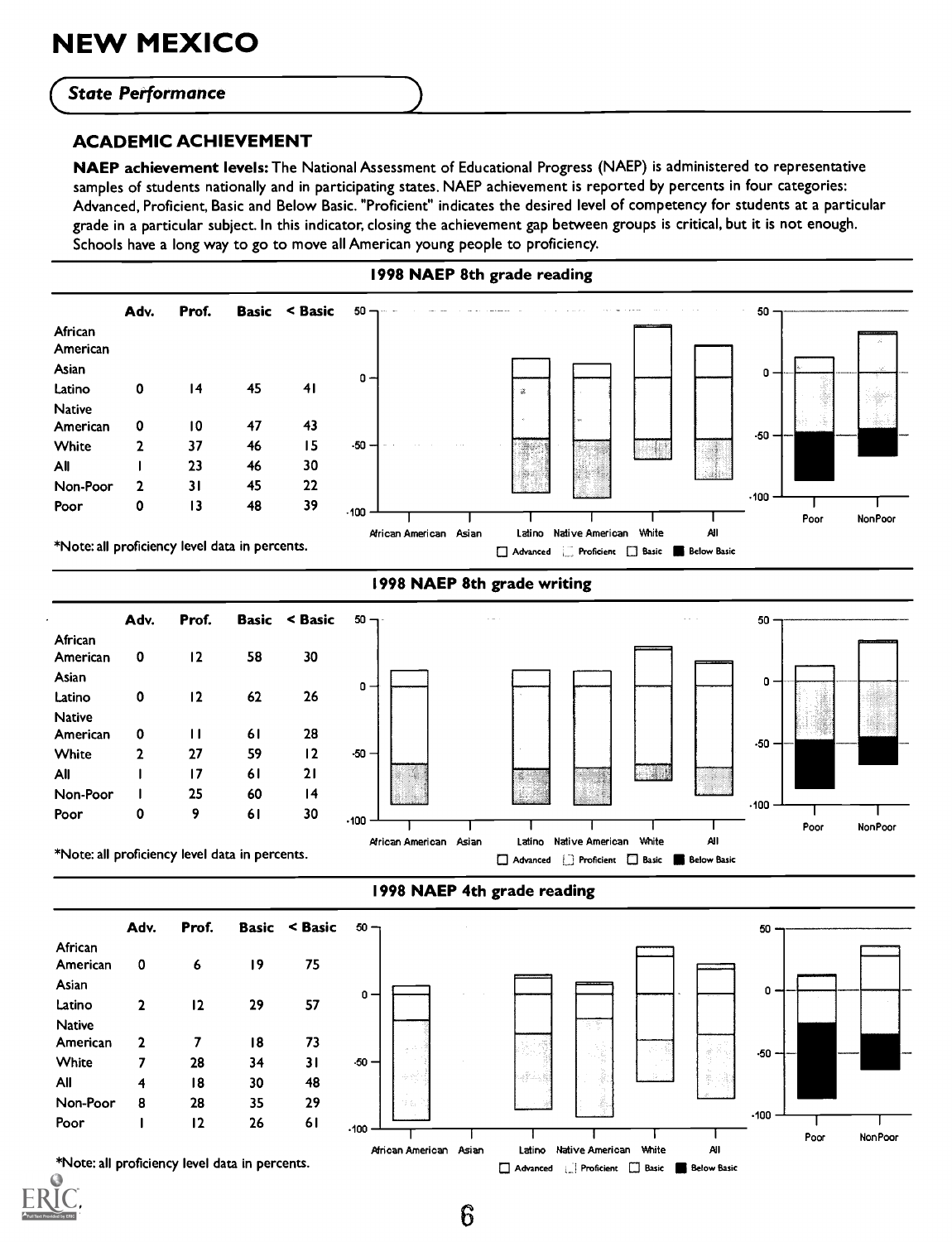# NEW MEXICO

## State Performance

### ACADEMIC ACHIEVEMENT

**NAEP achievement levels:** The National Assessment of Educational Progress (NAEP) is administered to representative samples of students nationally and in participating states. NAEP achievement is reported by percents in four categories: Advanced, Proficient, Basic and Below Basic. "Proficient" indicates the desired level of competency for students at a particular grade in a particular subject. In this indicator, closing the achievement gap between groups is critical, but it is not enough. Schools have a long way to go to move all American young people to proficiency.

#### 1998 NAEP 8th grade reading

| | Adv. | Prof. | Basic | < Basic |
|---|---|---|---|---|
| African American | | | | |
| Asian | | | | |
| Latino | 0 | 14 | 45 | 41 |
| Native American | 0 | 10 | 47 | 43 |
| White | 2 | 37 | 46 | 15 |
| All | 1 | 23 | 46 | 30 |
| Non-Poor | 2 | 31 | 45 | 22 |
| Poor | 0 | 13 | 48 | 39 |

*Note: all proficiency level data in percents.

#### 1998 NAEP 8th grade writing

| | Adv. | Prof. | Basic | < Basic |
|---|---|---|---|---|
| African American | 0 | 12 | 58 | 30 |
| Asian | | | | |
| Latino | 0 | 12 | 62 | 26 |
| Native American | 0 | 11 | 61 | 28 |
| White | 2 | 27 | 59 | 12 |
| All | 1 | 17 | 61 | 21 |
| Non-Poor | 1 | 25 | 60 | 14 |
| Poor | 0 | 9 | 61 | 30 |

*Note: all proficiency level data in percents.

#### 1998 NAEP 4th grade reading

| | Adv. | Prof. | Basic | < Basic |
|---|---|---|---|---|
| African American | 0 | 6 | 19 | 75 |
| Asian | | | | |
| Latino | 2 | 12 | 29 | 57 |
| Native American | 2 | 7 | 18 | 73 |
| White | 7 | 28 | 34 | 31 |
| All | 4 | 18 | 30 | 48 |
| Non-Poor | 8 | 28 | 35 | 29 |
| Poor | 1 | 12 | 26 | 61 |

*Note: all proficiency level data in percents.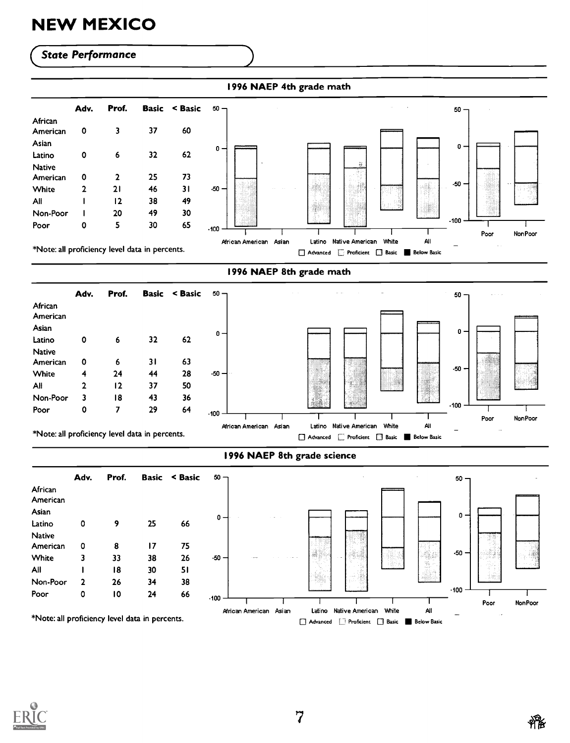# NEW MEXICO

## State Performance

### 1996 NAEP 4th grade math

| | Adv. | Prof. | Basic | < Basic |
|---|---|---|---|---|
| African American | 0 | 3 | 37 | 60 |
| Asian | | | | |
| Latino | 0 | 6 | 32 | 62 |
| Native American | 0 | 2 | 25 | 73 |
| White | 2 | 21 | 46 | 31 |
| All | 1 | 12 | 38 | 49 |
| Non-Poor | 1 | 20 | 49 | 30 |
| Poor | 0 | 5 | 30 | 65 |

*Note: all proficiency level data in percents.

### 1996 NAEP 8th grade math

| | Adv. | Prof. | Basic | < Basic |
|---|---|---|---|---|
| African American | | | | |
| Asian | | | | |
| Latino | 0 | 6 | 32 | 62 |
| Native American | 0 | 6 | 31 | 63 |
| White | 4 | 24 | 44 | 28 |
| All | 2 | 12 | 37 | 50 |
| Non-Poor | 3 | 18 | 43 | 36 |
| Poor | 0 | 7 | 29 | 64 |

*Note: all proficiency level data in percents.

### 1996 NAEP 8th grade science

| | Adv. | Prof. | Basic | < Basic |
|---|---|---|---|---|
| African American | | | | |
| Asian | | | | |
| Latino | 0 | 9 | 25 | 66 |
| Native American | 0 | 8 | 17 | 75 |
| White | 3 | 33 | 38 | 26 |
| All | 1 | 18 | 30 | 51 |
| Non-Poor | 2 | 26 | 34 | 38 |
| Poor | 0 | 10 | 24 | 66 |

*Note: all proficiency level data in percents.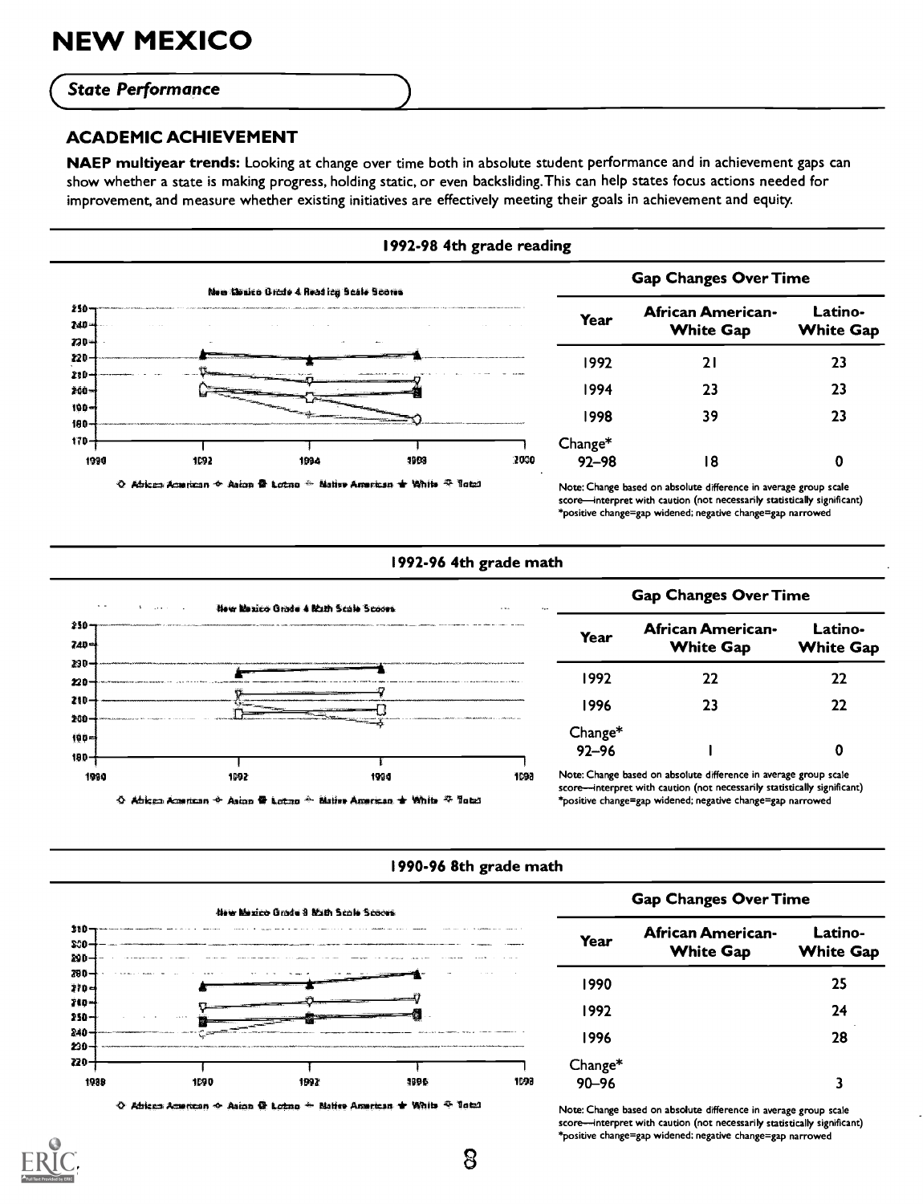# NEW MEXICO

*State Performance*

## ACADEMIC ACHIEVEMENT

**NAEP multiyear trends:** Looking at change over time both in absolute student performance and in achievement gaps can show whether a state is making progress, holding static, or even backsliding. This can help states focus actions needed for improvement, and measure whether existing initiatives are effectively meeting their goals in achievement and equity.

### 1992-98 4th grade reading

New Mexico Grade 4 Reading Scale Scores

African American · Asian · Latino · Native American · White · Total

**Gap Changes Over Time**

| Year | African American-White Gap | Latino-White Gap |
|---|---|---|
| 1992 | 21 | 23 |
| 1994 | 23 | 23 |
| 1998 | 39 | 23 |
| Change* 92–98 | 18 | 0 |

Note: Change based on absolute difference in average group scale score—interpret with caution (not necessarily statistically significant)
*positive change=gap widened; negative change=gap narrowed

### 1992-96 4th grade math

New Mexico Grade 4 Math Scale Scores

African American · Asian · Latino · Native American · White · Total

**Gap Changes Over Time**

| Year | African American-White Gap | Latino-White Gap |
|---|---|---|
| 1992 | 22 | 22 |
| 1996 | 23 | 22 |
| Change* 92–96 | 1 | 0 |

Note: Change based on absolute difference in average group scale score—interpret with caution (not necessarily statistically significant)
*positive change=gap widened; negative change=gap narrowed

### 1990-96 8th grade math

New Mexico Grade 8 Math Scale Scores

African American · Asian · Latino · Native American · White · Total

**Gap Changes Over Time**

| Year | African American-White Gap | Latino-White Gap |
|---|---|---|
| 1990 | | 25 |
| 1992 | | 24 |
| 1996 | | 28 |
| Change* 90–96 | | 3 |

Note: Change based on absolute difference in average group scale score—interpret with caution (not necessarily statistically significant)
*positive change=gap widened; negative change=gap narrowed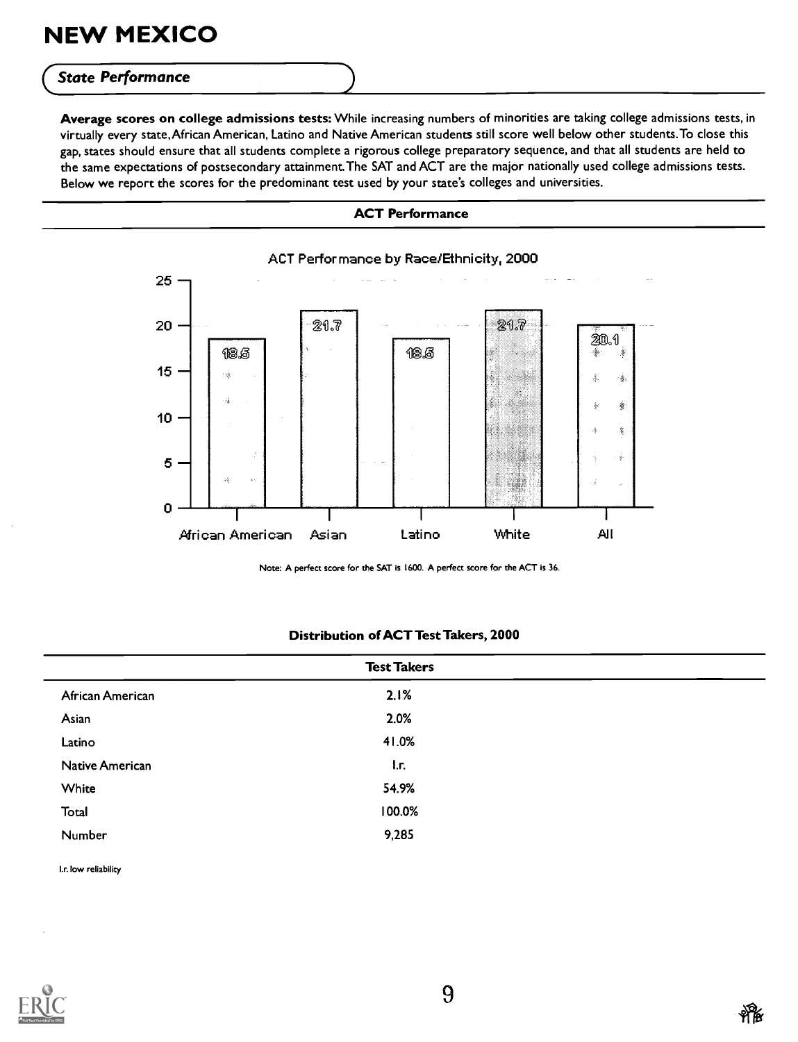# NEW MEXICO

## *State Performance*

**Average scores on college admissions tests:** While increasing numbers of minorities are taking college admissions tests, in virtually every state, African American, Latino and Native American students still score well below other students. To close this gap, states should ensure that all students complete a rigorous college preparatory sequence, and that all students are held to the same expectations of postsecondary attainment. The SAT and ACT are the major nationally used college admissions tests. Below we report the scores for the predominant test used by your state's colleges and universities.

### ACT Performance

ACT Performance by Race/Ethnicity, 2000

| | African American | Asian | Latino | White | All |
|---|---|---|---|---|---|
| Score | 18.5 | 21.7 | 18.5 | 21.7 | 20.1 |

Note: A perfect score for the SAT is 1600. A perfect score for the ACT is 36.

### Distribution of ACT Test Takers, 2000

| | Test Takers |
|---|---|
| African American | 2.1% |
| Asian | 2.0% |
| Latino | 41.0% |
| Native American | l.r. |
| White | 54.9% |
| Total | 100.0% |
| Number | 9,285 |

l.r. low reliability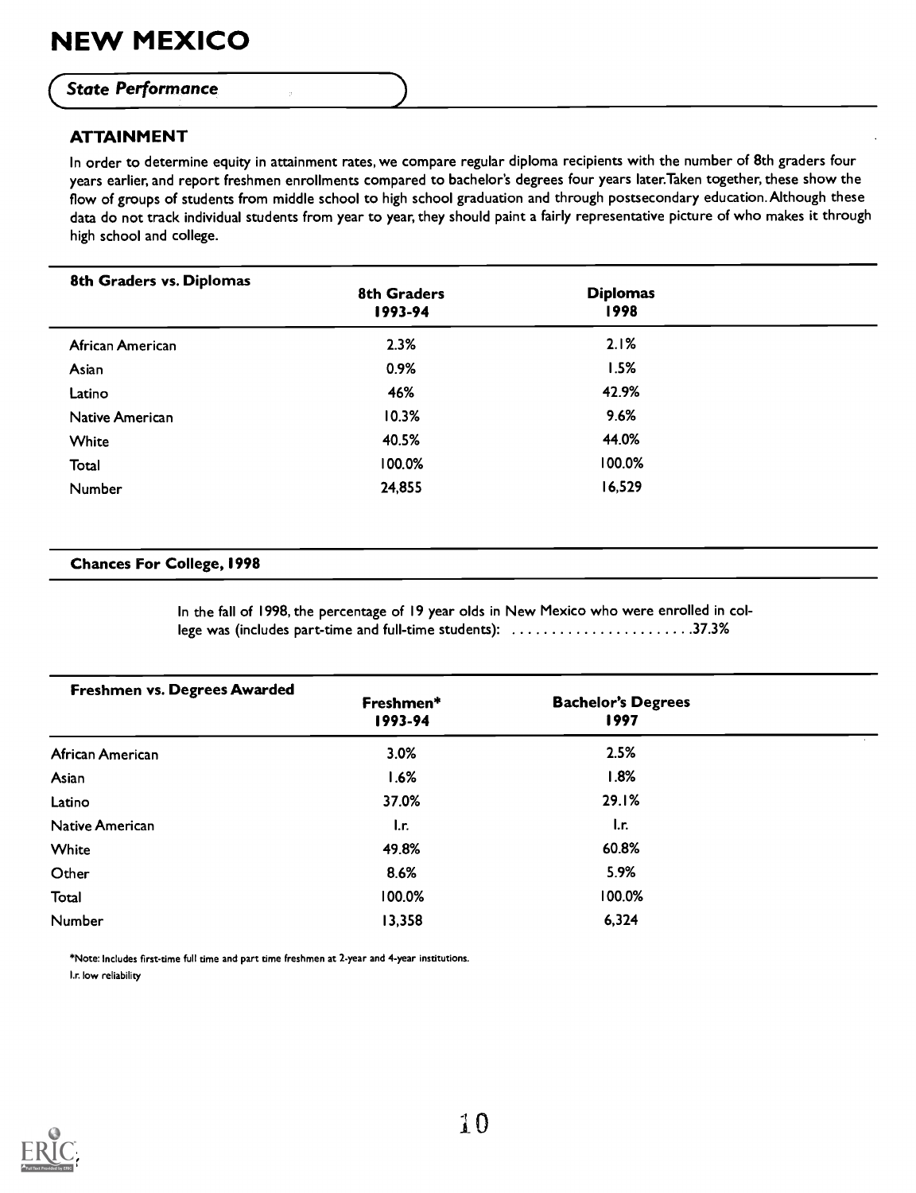# NEW MEXICO

*State Performance*

## ATTAINMENT

In order to determine equity in attainment rates, we compare regular diploma recipients with the number of 8th graders four years earlier, and report freshmen enrollments compared to bachelor's degrees four years later. Taken together, these show the flow of groups of students from middle school to high school graduation and through postsecondary education. Although these data do not track individual students from year to year, they should paint a fairly representative picture of who makes it through high school and college.

| 8th Graders vs. Diplomas | 8th Graders 1993-94 | Diplomas 1998 |
|---|---|---|
| African American | 2.3% | 2.1% |
| Asian | 0.9% | 1.5% |
| Latino | 46% | 42.9% |
| Native American | 10.3% | 9.6% |
| White | 40.5% | 44.0% |
| Total | 100.0% | 100.0% |
| Number | 24,855 | 16,529 |

**Chances For College, 1998**

In the fall of 1998, the percentage of 19 year olds in New Mexico who were enrolled in college was (includes part-time and full-time students): ........................37.3%

| Freshmen vs. Degrees Awarded | Freshmen* 1993-94 | Bachelor's Degrees 1997 |
|---|---|---|
| African American | 3.0% | 2.5% |
| Asian | 1.6% | 1.8% |
| Latino | 37.0% | 29.1% |
| Native American | l.r. | l.r. |
| White | 49.8% | 60.8% |
| Other | 8.6% | 5.9% |
| Total | 100.0% | 100.0% |
| Number | 13,358 | 6,324 |

*Note: Includes first-time full time and part time freshmen at 2-year and 4-year institutions.

l.r. low reliability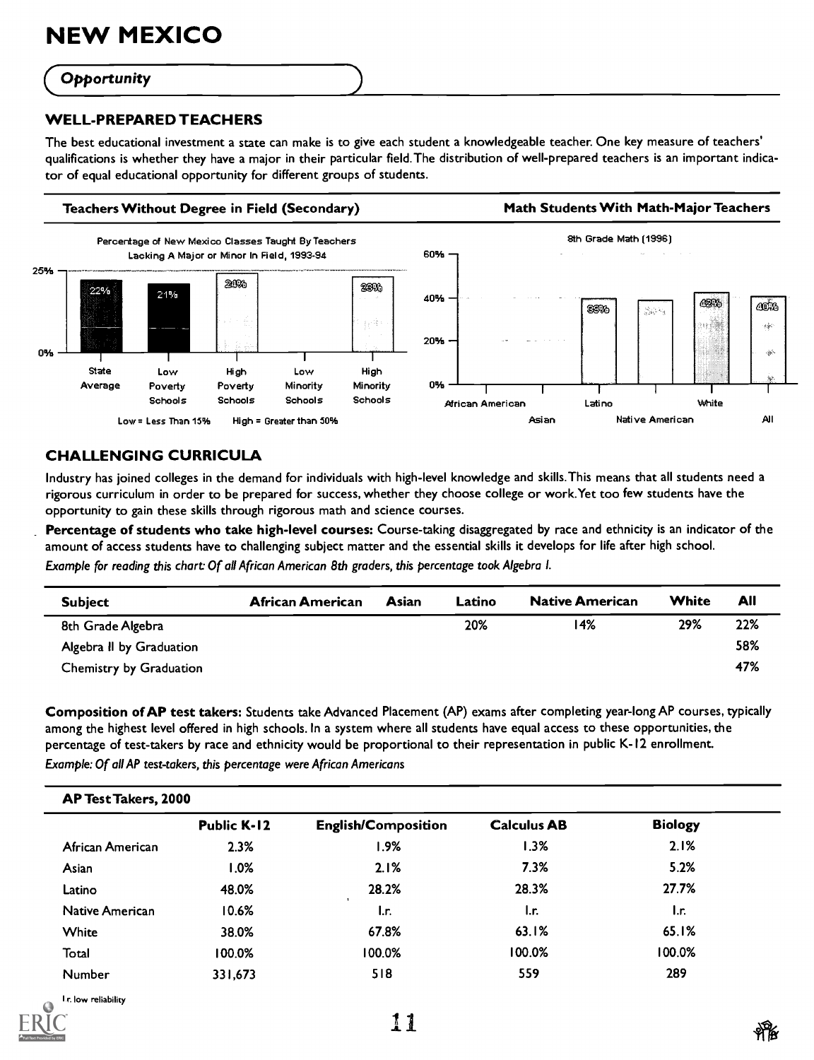# NEW MEXICO

## Opportunity

### WELL-PREPARED TEACHERS

The best educational investment a state can make is to give each student a knowledgeable teacher. One key measure of teachers' qualifications is whether they have a major in their particular field. The distribution of well-prepared teachers is an important indicator of equal educational opportunity for different groups of students.

**Teachers Without Degree in Field (Secondary)**

Percentage of New Mexico Classes Taught By Teachers Lacking A Major or Minor In Field, 1993-94

| State Average | Low Poverty Schools | High Poverty Schools | Low Minority Schools | High Minority Schools |
|---|---|---|---|---|
| 22% | 21% | 24% | | 23% |

Low = Less Than 15%   High = Greater than 50%

**Math Students With Math-Major Teachers**

8th Grade Math (1996)

| African American | Asian | Latino | Native American | White | All |
|---|---|---|---|---|---|
| | | 39% | 38% | 42% | 40% |

### CHALLENGING CURRICULA

Industry has joined colleges in the demand for individuals with high-level knowledge and skills. This means that all students need a rigorous curriculum in order to be prepared for success, whether they choose college or work. Yet too few students have the opportunity to gain these skills through rigorous math and science courses.

**Percentage of students who take high-level courses:** Course-taking disaggregated by race and ethnicity is an indicator of the amount of access students have to challenging subject matter and the essential skills it develops for life after high school.

*Example for reading this chart: Of all African American 8th graders, this percentage took Algebra I.*

| Subject | African American | Asian | Latino | Native American | White | All |
|---|---|---|---|---|---|---|
| 8th Grade Algebra | | | 20% | 14% | 29% | 22% |
| Algebra II by Graduation | | | | | | 58% |
| Chemistry by Graduation | | | | | | 47% |

**Composition of AP test takers:** Students take Advanced Placement (AP) exams after completing year-long AP courses, typically among the highest level offered in high schools. In a system where all students have equal access to these opportunities, the percentage of test-takers by race and ethnicity would be proportional to their representation in public K-12 enrollment.

*Example: Of all AP test-takers, this percentage were African Americans*

**AP Test Takers, 2000**

| | Public K-12 | English/Composition | Calculus AB | Biology |
|---|---|---|---|---|
| African American | 2.3% | 1.9% | 1.3% | 2.1% |
| Asian | 1.0% | 2.1% | 7.3% | 5.2% |
| Latino | 48.0% | 28.2% | 28.3% | 27.7% |
| Native American | 10.6% | l.r. | l.r. | l.r. |
| White | 38.0% | 67.8% | 63.1% | 65.1% |
| Total | 100.0% | 100.0% | 100.0% | 100.0% |
| Number | 331,673 | 518 | 559 | 289 |

l.r. low reliability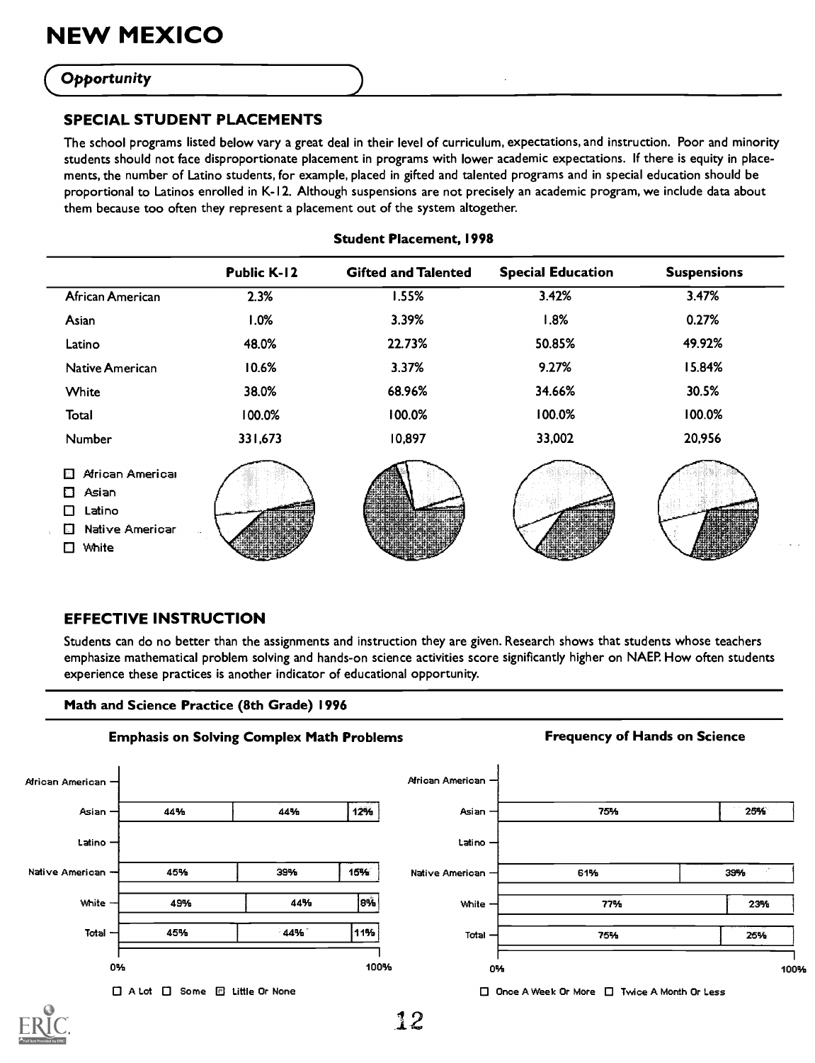# NEW MEXICO

*Opportunity*

## SPECIAL STUDENT PLACEMENTS

The school programs listed below vary a great deal in their level of curriculum, expectations, and instruction. Poor and minority students should not face disproportionate placement in programs with lower academic expectations. If there is equity in placements, the number of Latino students, for example, placed in gifted and talented programs and in special education should be proportional to Latinos enrolled in K-12. Although suspensions are not precisely an academic program, we include data about them because too often they represent a placement out of the system altogether.

**Student Placement, 1998**

| | Public K-12 | Gifted and Talented | Special Education | Suspensions |
|---|---|---|---|---|
| African American | 2.3% | 1.55% | 3.42% | 3.47% |
| Asian | 1.0% | 3.39% | 1.8% | 0.27% |
| Latino | 48.0% | 22.73% | 50.85% | 49.92% |
| Native American | 10.6% | 3.37% | 9.27% | 15.84% |
| White | 38.0% | 68.96% | 34.66% | 30.5% |
| Total | 100.0% | 100.0% | 100.0% | 100.0% |
| Number | 331,673 | 10,897 | 33,002 | 20,956 |

African American, Asian, Latino, Native American, White

## EFFECTIVE INSTRUCTION

Students can do no better than the assignments and instruction they are given. Research shows that students whose teachers emphasize mathematical problem solving and hands-on science activities score significantly higher on NAEP. How often students experience these practices is another indicator of educational opportunity.

**Math and Science Practice (8th Grade) 1996**

**Emphasis on Solving Complex Math Problems**

| | A Lot | Some | Little Or None |
|---|---|---|---|
| African American | | | |
| Asian | 44% | 44% | 12% |
| Latino | | | |
| Native American | 45% | 39% | 16% |
| White | 49% | 44% | 8% |
| Total | 45% | 44% | 11% |

**Frequency of Hands on Science**

| | Once A Week Or More | Twice A Month Or Less |
|---|---|---|
| African American | | |
| Asian | 75% | 25% |
| Latino | | |
| Native American | 61% | 39% |
| White | 77% | 23% |
| Total | 75% | 25% |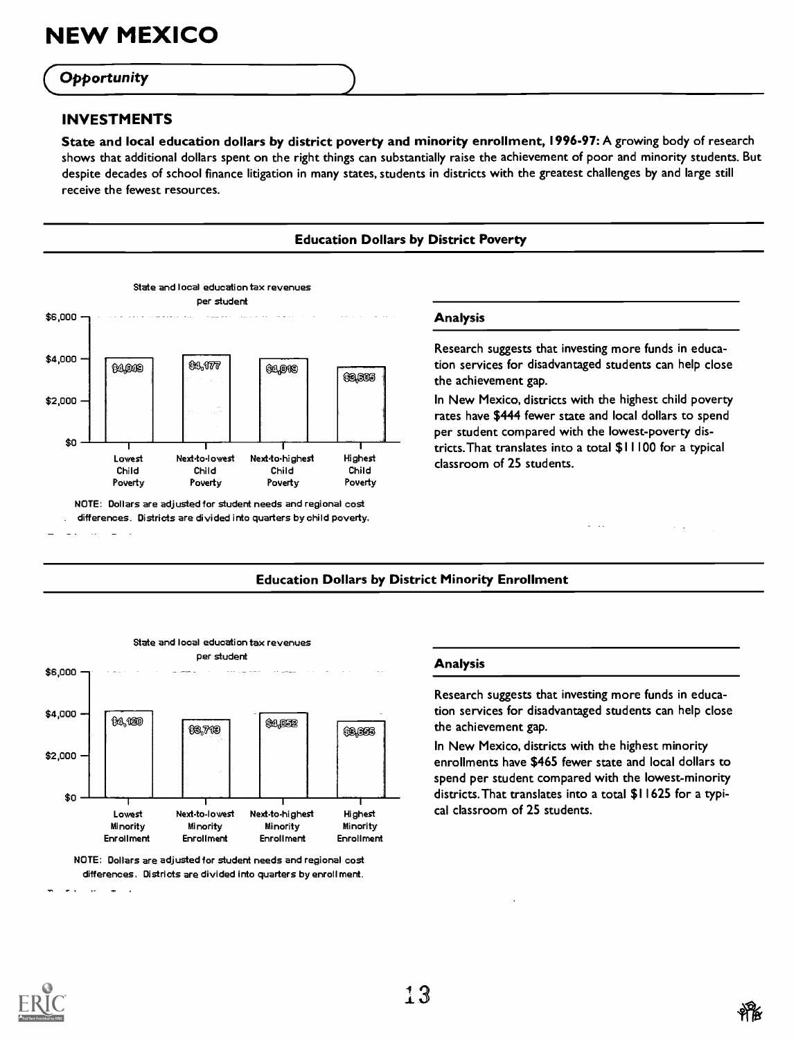# NEW MEXICO

*Opportunity*

## INVESTMENTS

**State and local education dollars by district poverty and minority enrollment, 1996-97:** A growing body of research shows that additional dollars spent on the right things can substantially raise the achievement of poor and minority students. But despite decades of school finance litigation in many states, students in districts with the greatest challenges by and large still receive the fewest resources.

### Education Dollars by District Poverty

State and local education tax revenues per student

| Lowest Child Poverty | Next-to-lowest Child Poverty | Next-to-highest Child Poverty | Highest Child Poverty |
|---|---|---|---|
| $4,049 | $4,177 | $4,019 | $3,605 |

NOTE: Dollars are adjusted for student needs and regional cost differences. Districts are divided into quarters by child poverty.

#### Analysis

Research suggests that investing more funds in education services for disadvantaged students can help close the achievement gap.

In New Mexico, districts with the highest child poverty rates have $444 fewer state and local dollars to spend per student compared with the lowest-poverty districts. That translates into a total $11100 for a typical classroom of 25 students.

### Education Dollars by District Minority Enrollment

State and local education tax revenues per student

| Lowest Minority Enrollment | Next-to-lowest Minority Enrollment | Next-to-highest Minority Enrollment | Highest Minority Enrollment |
|---|---|---|---|
| $4,120 | $3,713 | $4,052 | $3,655 |

NOTE: Dollars are adjusted for student needs and regional cost differences. Districts are divided into quarters by enrollment.

#### Analysis

Research suggests that investing more funds in education services for disadvantaged students can help close the achievement gap.

In New Mexico, districts with the highest minority enrollments have $465 fewer state and local dollars to spend per student compared with the lowest-minority districts. That translates into a total $11625 for a typical classroom of 25 students.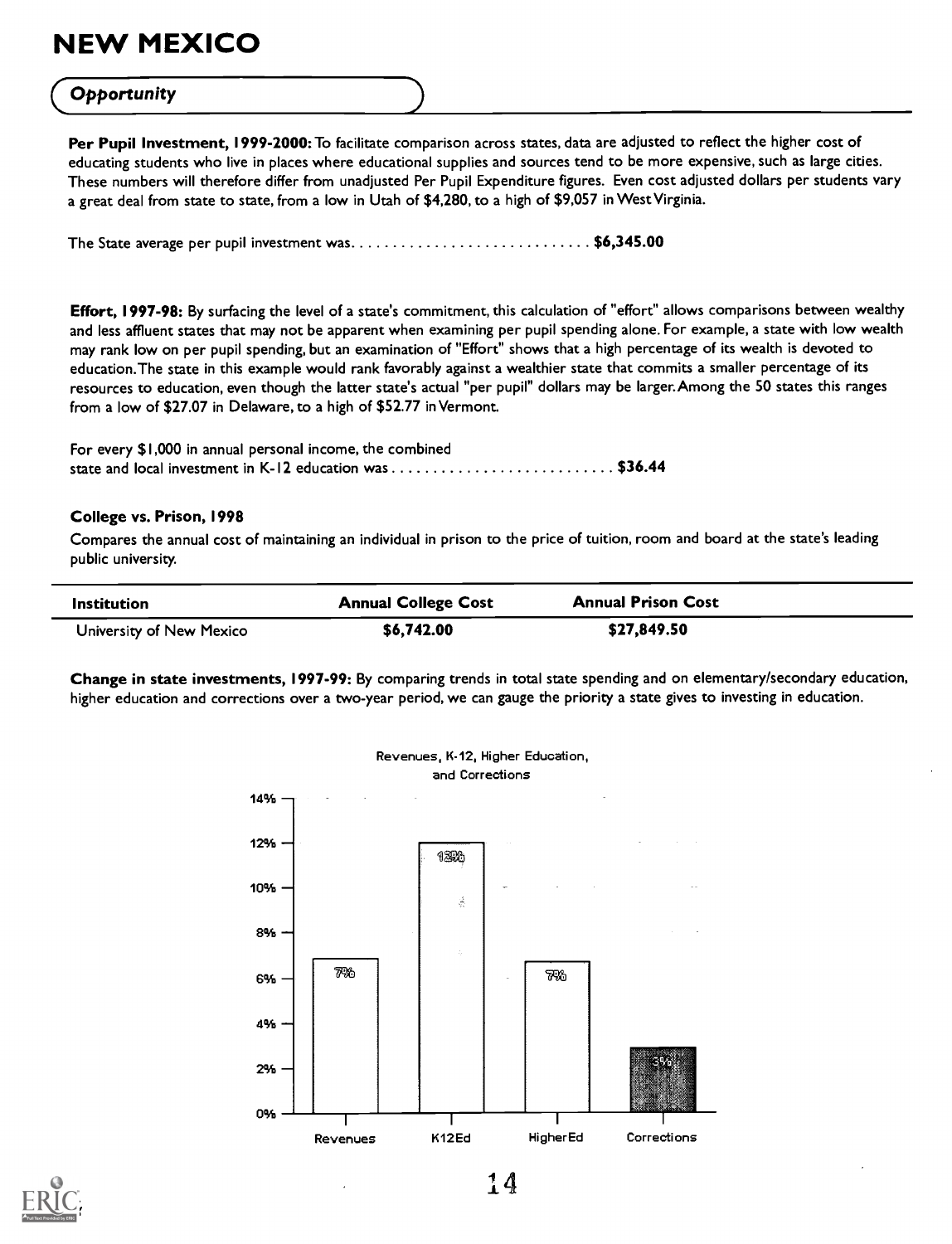# NEW MEXICO

## *Opportunity*

**Per Pupil Investment, 1999-2000:** To facilitate comparison across states, data are adjusted to reflect the higher cost of educating students who live in places where educational supplies and sources tend to be more expensive, such as large cities. These numbers will therefore differ from unadjusted Per Pupil Expenditure figures. Even cost adjusted dollars per students vary a great deal from state to state, from a low in Utah of $4,280, to a high of $9,057 in West Virginia.

The State average per pupil investment was.............................. **$6,345.00**

**Effort, 1997-98:** By surfacing the level of a state's commitment, this calculation of "effort" allows comparisons between wealthy and less affluent states that may not be apparent when examining per pupil spending alone. For example, a state with low wealth may rank low on per pupil spending, but an examination of "Effort" shows that a high percentage of its wealth is devoted to education. The state in this example would rank favorably against a wealthier state that commits a smaller percentage of its resources to education, even though the latter state's actual "per pupil" dollars may be larger. Among the 50 states this ranges from a low of $27.07 in Delaware, to a high of $52.77 in Vermont.

For every $1,000 in annual personal income, the combined state and local investment in K-12 education was........................... **$36.44**

**College vs. Prison, 1998**

Compares the annual cost of maintaining an individual in prison to the price of tuition, room and board at the state's leading public university.

| Institution | Annual College Cost | Annual Prison Cost |
|---|---|---|
| University of New Mexico | $6,742.00 | $27,849.50 |

**Change in state investments, 1997-99:** By comparing trends in total state spending and on elementary/secondary education, higher education and corrections over a two-year period, we can gauge the priority a state gives to investing in education.

Revenues, K-12, Higher Education, and Corrections

| Category | Change |
|---|---|
| Revenues | 7% |
| K12Ed | 12% |
| HigherEd | 7% |
| Corrections | 3% |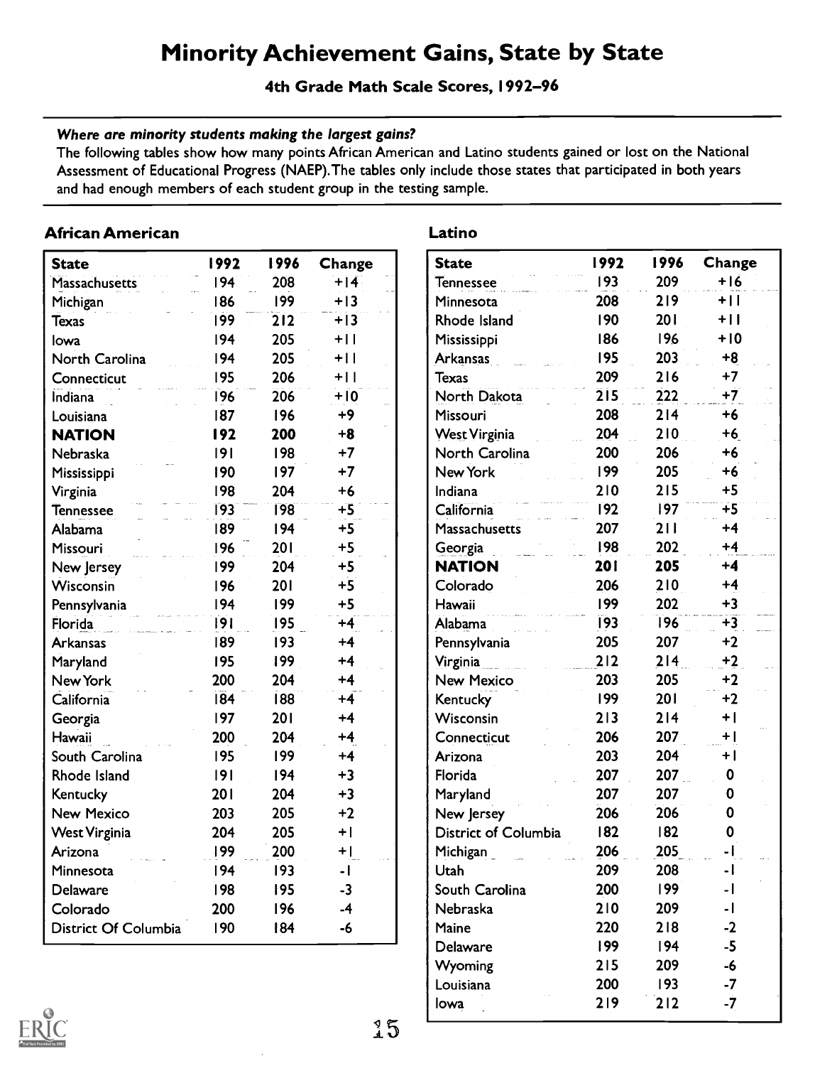# Minority Achievement Gains, State by State

**4th Grade Math Scale Scores, 1992–96**

***Where are minority students making the largest gains?***

The following tables show how many points African American and Latino students gained or lost on the National Assessment of Educational Progress (NAEP). The tables only include those states that participated in both years and had enough members of each student group in the testing sample.

## African American

| State | 1992 | 1996 | Change |
|---|---|---|---|
| Massachusetts | 194 | 208 | +14 |
| Michigan | 186 | 199 | +13 |
| Texas | 199 | 212 | +13 |
| Iowa | 194 | 205 | +11 |
| North Carolina | 194 | 205 | +11 |
| Connecticut | 195 | 206 | +11 |
| Indiana | 196 | 206 | +10 |
| Louisiana | 187 | 196 | +9 |
| **NATION** | **192** | **200** | **+8** |
| Nebraska | 191 | 198 | +7 |
| Mississippi | 190 | 197 | +7 |
| Virginia | 198 | 204 | +6 |
| Tennessee | 193 | 198 | +5 |
| Alabama | 189 | 194 | +5 |
| Missouri | 196 | 201 | +5 |
| New Jersey | 199 | 204 | +5 |
| Wisconsin | 196 | 201 | +5 |
| Pennsylvania | 194 | 199 | +5 |
| Florida | 191 | 195 | +4 |
| Arkansas | 189 | 193 | +4 |
| Maryland | 195 | 199 | +4 |
| New York | 200 | 204 | +4 |
| California | 184 | 188 | +4 |
| Georgia | 197 | 201 | +4 |
| Hawaii | 200 | 204 | +4 |
| South Carolina | 195 | 199 | +4 |
| Rhode Island | 191 | 194 | +3 |
| Kentucky | 201 | 204 | +3 |
| New Mexico | 203 | 205 | +2 |
| West Virginia | 204 | 205 | +1 |
| Arizona | 199 | 200 | +1 |
| Minnesota | 194 | 193 | -1 |
| Delaware | 198 | 195 | -3 |
| Colorado | 200 | 196 | -4 |
| District Of Columbia | 190 | 184 | -6 |

## Latino

| State | 1992 | 1996 | Change |
|---|---|---|---|
| Tennessee | 193 | 209 | +16 |
| Minnesota | 208 | 219 | +11 |
| Rhode Island | 190 | 201 | +11 |
| Mississippi | 186 | 196 | +10 |
| Arkansas | 195 | 203 | +8 |
| Texas | 209 | 216 | +7 |
| North Dakota | 215 | 222 | +7 |
| Missouri | 208 | 214 | +6 |
| West Virginia | 204 | 210 | +6 |
| North Carolina | 200 | 206 | +6 |
| New York | 199 | 205 | +6 |
| Indiana | 210 | 215 | +5 |
| California | 192 | 197 | +5 |
| Massachusetts | 207 | 211 | +4 |
| Georgia | 198 | 202 | +4 |
| **NATION** | **201** | **205** | **+4** |
| Colorado | 206 | 210 | +4 |
| Hawaii | 199 | 202 | +3 |
| Alabama | 193 | 196 | +3 |
| Pennsylvania | 205 | 207 | +2 |
| Virginia | 212 | 214 | +2 |
| New Mexico | 203 | 205 | +2 |
| Kentucky | 199 | 201 | +2 |
| Wisconsin | 213 | 214 | +1 |
| Connecticut | 206 | 207 | +1 |
| Arizona | 203 | 204 | +1 |
| Florida | 207 | 207 | 0 |
| Maryland | 207 | 207 | 0 |
| New Jersey | 206 | 206 | 0 |
| District of Columbia | 182 | 182 | 0 |
| Michigan | 206 | 205 | -1 |
| Utah | 209 | 208 | -1 |
| South Carolina | 200 | 199 | -1 |
| Nebraska | 210 | 209 | -1 |
| Maine | 220 | 218 | -2 |
| Delaware | 199 | 194 | -5 |
| Wyoming | 215 | 209 | -6 |
| Louisiana | 200 | 193 | -7 |
| Iowa | 219 | 212 | -7 |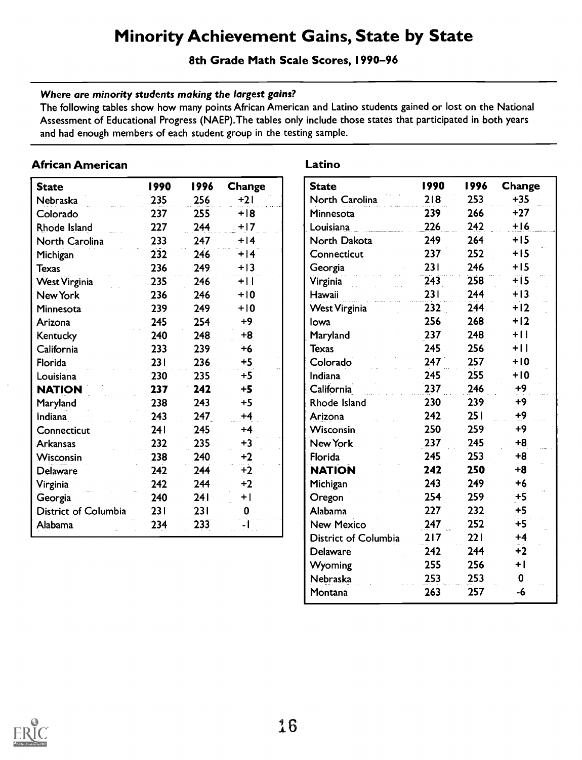# Minority Achievement Gains, State by State

**8th Grade Math Scale Scores, 1990–96**

***Where are minority students making the largest gains?***

The following tables show how many points African American and Latino students gained or lost on the National Assessment of Educational Progress (NAEP). The tables only include those states that participated in both years and had enough members of each student group in the testing sample.

### African American

| State | 1990 | 1996 | Change |
|---|---|---|---|
| Nebraska | 235 | 256 | +21 |
| Colorado | 237 | 255 | +18 |
| Rhode Island | 227 | 244 | +17 |
| North Carolina | 233 | 247 | +14 |
| Michigan | 232 | 246 | +14 |
| Texas | 236 | 249 | +13 |
| West Virginia | 235 | 246 | +11 |
| New York | 236 | 246 | +10 |
| Minnesota | 239 | 249 | +10 |
| Arizona | 245 | 254 | +9 |
| Kentucky | 240 | 248 | +8 |
| California | 233 | 239 | +6 |
| Florida | 231 | 236 | +5 |
| Louisiana | 230 | 235 | +5 |
| **NATION** | **237** | **242** | **+5** |
| Maryland | 238 | 243 | +5 |
| Indiana | 243 | 247 | +4 |
| Connecticut | 241 | 245 | +4 |
| Arkansas | 232 | 235 | +3 |
| Wisconsin | 238 | 240 | +2 |
| Delaware | 242 | 244 | +2 |
| Virginia | 242 | 244 | +2 |
| Georgia | 240 | 241 | +1 |
| District of Columbia | 231 | 231 | 0 |
| Alabama | 234 | 233 | -1 |

### Latino

| State | 1990 | 1996 | Change |
|---|---|---|---|
| North Carolina | 218 | 253 | +35 |
| Minnesota | 239 | 266 | +27 |
| Louisiana | 226 | 242 | +16 |
| North Dakota | 249 | 264 | +15 |
| Connecticut | 237 | 252 | +15 |
| Georgia | 231 | 246 | +15 |
| Virginia | 243 | 258 | +15 |
| Hawaii | 231 | 244 | +13 |
| West Virginia | 232 | 244 | +12 |
| Iowa | 256 | 268 | +12 |
| Maryland | 237 | 248 | +11 |
| Texas | 245 | 256 | +11 |
| Colorado | 247 | 257 | +10 |
| Indiana | 245 | 255 | +10 |
| California | 237 | 246 | +9 |
| Rhode Island | 230 | 239 | +9 |
| Arizona | 242 | 251 | +9 |
| Wisconsin | 250 | 259 | +9 |
| New York | 237 | 245 | +8 |
| Florida | 245 | 253 | +8 |
| **NATION** | **242** | **250** | **+8** |
| Michigan | 243 | 249 | +6 |
| Oregon | 254 | 259 | +5 |
| Alabama | 227 | 232 | +5 |
| New Mexico | 247 | 252 | +5 |
| District of Columbia | 217 | 221 | +4 |
| Delaware | 242 | 244 | +2 |
| Wyoming | 255 | 256 | +1 |
| Nebraska | 253 | 253 | 0 |
| Montana | 263 | 257 | -6 |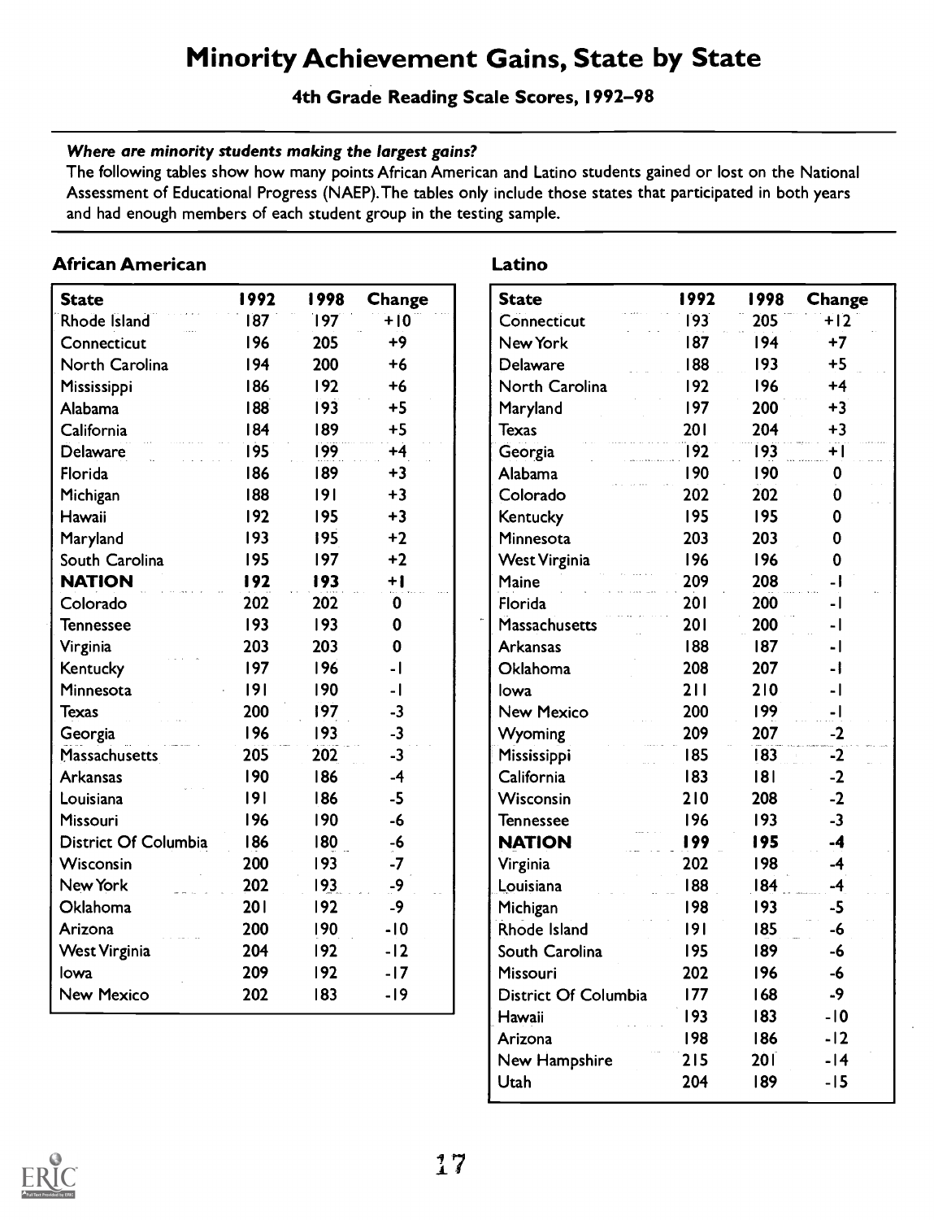# Minority Achievement Gains, State by State

**4th Grade Reading Scale Scores, 1992–98**

***Where are minority students making the largest gains?***

The following tables show how many points African American and Latino students gained or lost on the National Assessment of Educational Progress (NAEP). The tables only include those states that participated in both years and had enough members of each student group in the testing sample.

## African American

| State | 1992 | 1998 | Change |
|---|---|---|---|
| Rhode Island | 187 | 197 | +10 |
| Connecticut | 196 | 205 | +9 |
| North Carolina | 194 | 200 | +6 |
| Mississippi | 186 | 192 | +6 |
| Alabama | 188 | 193 | +5 |
| California | 184 | 189 | +5 |
| Delaware | 195 | 199 | +4 |
| Florida | 186 | 189 | +3 |
| Michigan | 188 | 191 | +3 |
| Hawaii | 192 | 195 | +3 |
| Maryland | 193 | 195 | +2 |
| South Carolina | 195 | 197 | +2 |
| **NATION** | **192** | **193** | **+1** |
| Colorado | 202 | 202 | 0 |
| Tennessee | 193 | 193 | 0 |
| Virginia | 203 | 203 | 0 |
| Kentucky | 197 | 196 | -1 |
| Minnesota | 191 | 190 | -1 |
| Texas | 200 | 197 | -3 |
| Georgia | 196 | 193 | -3 |
| Massachusetts | 205 | 202 | -3 |
| Arkansas | 190 | 186 | -4 |
| Louisiana | 191 | 186 | -5 |
| Missouri | 196 | 190 | -6 |
| District Of Columbia | 186 | 180 | -6 |
| Wisconsin | 200 | 193 | -7 |
| New York | 202 | 193 | -9 |
| Oklahoma | 201 | 192 | -9 |
| Arizona | 200 | 190 | -10 |
| West Virginia | 204 | 192 | -12 |
| Iowa | 209 | 192 | -17 |
| New Mexico | 202 | 183 | -19 |

## Latino

| State | 1992 | 1998 | Change |
|---|---|---|---|
| Connecticut | 193 | 205 | +12 |
| New York | 187 | 194 | +7 |
| Delaware | 188 | 193 | +5 |
| North Carolina | 192 | 196 | +4 |
| Maryland | 197 | 200 | +3 |
| Texas | 201 | 204 | +3 |
| Georgia | 192 | 193 | +1 |
| Alabama | 190 | 190 | 0 |
| Colorado | 202 | 202 | 0 |
| Kentucky | 195 | 195 | 0 |
| Minnesota | 203 | 203 | 0 |
| West Virginia | 196 | 196 | 0 |
| Maine | 209 | 208 | -1 |
| Florida | 201 | 200 | -1 |
| Massachusetts | 201 | 200 | -1 |
| Arkansas | 188 | 187 | -1 |
| Oklahoma | 208 | 207 | -1 |
| Iowa | 211 | 210 | -1 |
| New Mexico | 200 | 199 | -1 |
| Wyoming | 209 | 207 | -2 |
| Mississippi | 185 | 183 | -2 |
| California | 183 | 181 | -2 |
| Wisconsin | 210 | 208 | -2 |
| Tennessee | 196 | 193 | -3 |
| **NATION** | **199** | **195** | **-4** |
| Virginia | 202 | 198 | -4 |
| Louisiana | 188 | 184 | -4 |
| Michigan | 198 | 193 | -5 |
| Rhode Island | 191 | 185 | -6 |
| South Carolina | 195 | 189 | -6 |
| Missouri | 202 | 196 | -6 |
| District Of Columbia | 177 | 168 | -9 |
| Hawaii | 193 | 183 | -10 |
| Arizona | 198 | 186 | -12 |
| New Hampshire | 215 | 201 | -14 |
| Utah | 204 | 189 | -15 |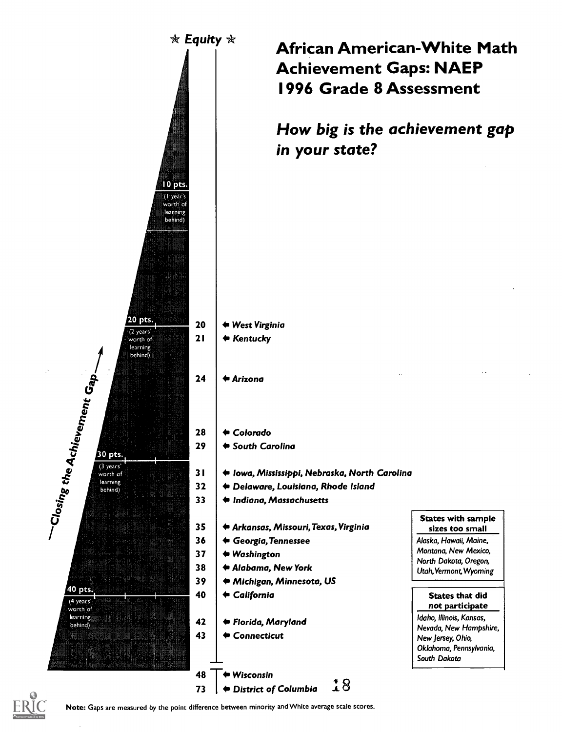# African American-White Math Achievement Gaps: NAEP 1996 Grade 8 Assessment

## *How big is the achievement gap in your state?*

★ *Equity* ★

10 pts. (1 year's worth of learning behind)

20 pts. (2 years' worth of learning behind)

30 pts. (3 years' worth of learning behind)

40 pts. (4 years' worth of learning behind)

—*Closing the Achievement Gap*

| Gap | States |
|---|---|
| 20 | *West Virginia* |
| 21 | *Kentucky* |
| 24 | *Arizona* |
| 28 | *Colorado* |
| 29 | *South Carolina* |
| 31 | *Iowa, Mississippi, Nebraska, North Carolina* |
| 32 | *Delaware, Louisiana, Rhode Island* |
| 33 | *Indiana, Massachusetts* |
| 35 | *Arkansas, Missouri, Texas, Virginia* |
| 36 | *Georgia, Tennessee* |
| 37 | *Washington* |
| 38 | *Alabama, New York* |
| 39 | *Michigan, Minnesota, US* |
| 40 | *California* |
| 42 | *Florida, Maryland* |
| 43 | *Connecticut* |
| 48 | *Wisconsin* |
| 73 | *District of Columbia* |

**States with sample sizes too small**

*Alaska, Hawaii, Maine, Montana, New Mexico, North Dakota, Oregon, Utah, Vermont, Wyoming*

**States that did not participate**

*Idaho, Illinois, Kansas, Nevada, New Hampshire, New Jersey, Ohio, Oklahoma, Pennsylvania, South Dakota*

**Note:** Gaps are measured by the point difference between minority and White average scale scores.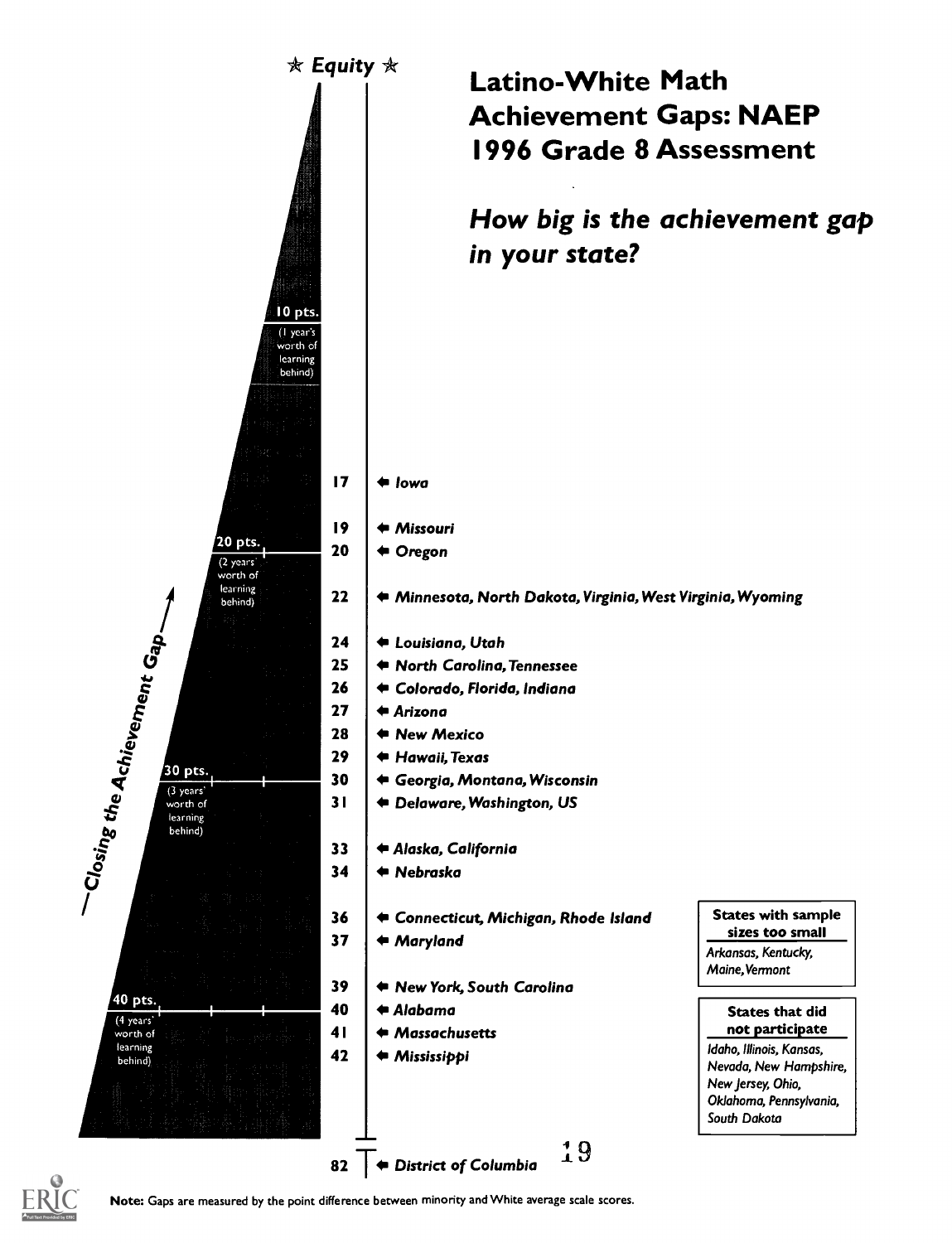# Latino-White Math Achievement Gaps: NAEP 1996 Grade 8 Assessment

## *How big is the achievement gap in your state?*

★ *Equity* ★

—*Closing the Achievement Gap*—

**10 pts.** (1 year's worth of learning behind)

**20 pts.** (2 years' worth of learning behind)

**30 pts.** (3 years' worth of learning behind)

**40 pts.** (4 years' worth of learning behind)

| Gap | States |
|---|---|
| **17** | *Iowa* |
| **19** | *Missouri* |
| **20** | *Oregon* |
| **22** | *Minnesota, North Dakota, Virginia, West Virginia, Wyoming* |
| **24** | *Louisiana, Utah* |
| **25** | *North Carolina, Tennessee* |
| **26** | *Colorado, Florida, Indiana* |
| **27** | *Arizona* |
| **28** | *New Mexico* |
| **29** | *Hawaii, Texas* |
| **30** | *Georgia, Montana, Wisconsin* |
| **31** | *Delaware, Washington, US* |
| **33** | *Alaska, California* |
| **34** | *Nebraska* |
| **36** | *Connecticut, Michigan, Rhode Island* |
| **37** | *Maryland* |
| **39** | *New York, South Carolina* |
| **40** | *Alabama* |
| **41** | *Massachusetts* |
| **42** | *Mississippi* |
| **82** | *District of Columbia* |

**States with sample sizes too small**

*Arkansas, Kentucky, Maine, Vermont*

**States that did not participate**

*Idaho, Illinois, Kansas, Nevada, New Hampshire, New Jersey, Ohio, Oklahoma, Pennsylvania, South Dakota*

**Note:** Gaps are measured by the point difference between minority and White average scale scores.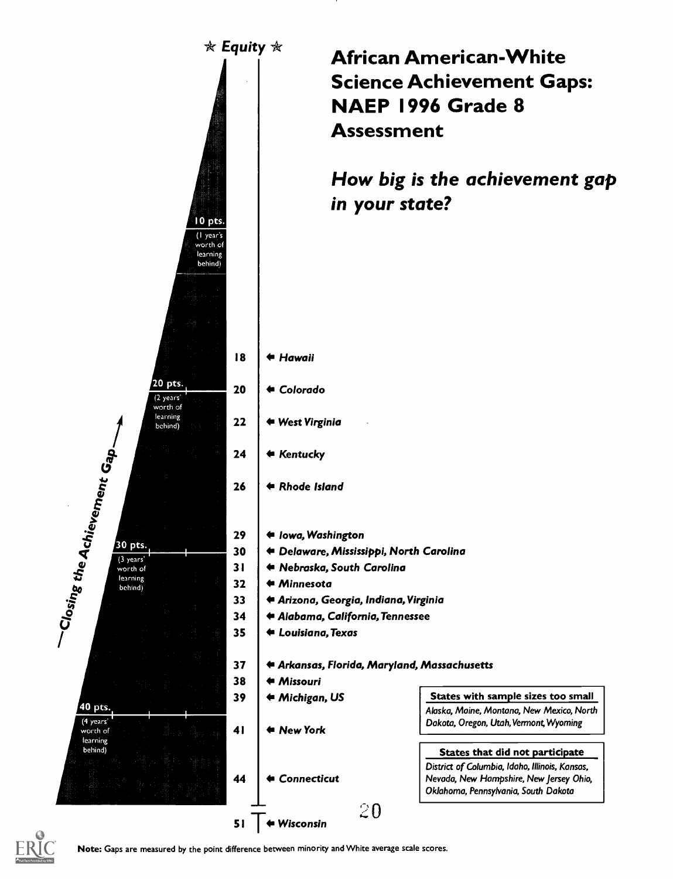# African American-White Science Achievement Gaps: NAEP 1996 Grade 8 Assessment

## *How big is the achievement gap in your state?*

★ *Equity* ★

*Closing the Achievement Gap*

- 10 pts. (1 year's worth of learning behind)
- 20 pts. (2 years' worth of learning behind)
- 30 pts. (3 years' worth of learning behind)
- 40 pts. (4 years' worth of learning behind)

| Gap | State(s) |
|---|---|
| 18 | *Hawaii* |
| 20 | *Colorado* |
| 22 | *West Virginia* |
| 24 | *Kentucky* |
| 26 | *Rhode Island* |
| 29 | *Iowa, Washington* |
| 30 | *Delaware, Mississippi, North Carolina* |
| 31 | *Nebraska, South Carolina* |
| 32 | *Minnesota* |
| 33 | *Arizona, Georgia, Indiana, Virginia* |
| 34 | *Alabama, California, Tennessee* |
| 35 | *Louisiana, Texas* |
| 37 | *Arkansas, Florida, Maryland, Massachusetts* |
| 38 | *Missouri* |
| 39 | *Michigan, US* |
| 41 | *New York* |
| 44 | *Connecticut* |
| 51 | *Wisconsin* |

**States with sample sizes too small**

*Alaska, Maine, Montana, New Mexico, North Dakota, Oregon, Utah, Vermont, Wyoming*

**States that did not participate**

*District of Columbia, Idaho, Illinois, Kansas, Nevada, New Hampshire, New Jersey Ohio, Oklahoma, Pennsylvania, South Dakota*

**Note:** Gaps are measured by the point difference between minority and White average scale scores.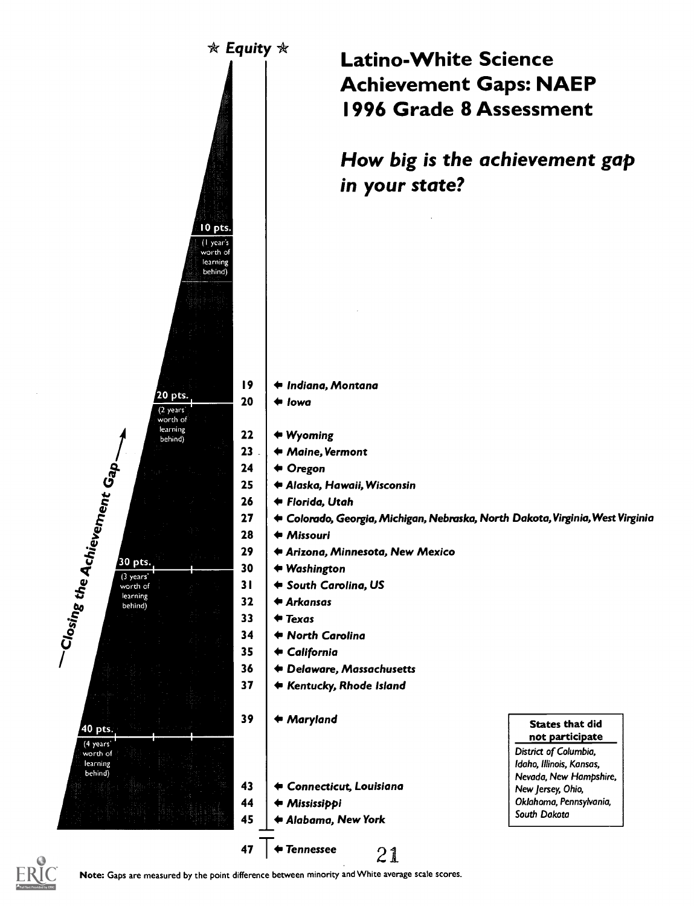# Latino-White Science Achievement Gaps: NAEP 1996 Grade 8 Assessment

## *How big is the achievement gap in your state?*

☆ *Equity* ☆

10 pts. (1 year's worth of learning behind)

20 pts. (2 years' worth of learning behind)

30 pts. (3 years' worth of learning behind)

40 pts. (4 years' worth of learning behind)

*—Closing the Achievement Gap*

| Gap | States |
|---|---|
| 19 | *Indiana, Montana* |
| 20 | *Iowa* |
| 22 | *Wyoming* |
| 23 | *Maine, Vermont* |
| 24 | *Oregon* |
| 25 | *Alaska, Hawaii, Wisconsin* |
| 26 | *Florida, Utah* |
| 27 | *Colorado, Georgia, Michigan, Nebraska, North Dakota, Virginia, West Virginia* |
| 28 | *Missouri* |
| 29 | *Arizona, Minnesota, New Mexico* |
| 30 | *Washington* |
| 31 | *South Carolina, US* |
| 32 | *Arkansas* |
| 33 | *Texas* |
| 34 | *North Carolina* |
| 35 | *California* |
| 36 | *Delaware, Massachusetts* |
| 37 | *Kentucky, Rhode Island* |
| 39 | *Maryland* |
| 43 | *Connecticut, Louisiana* |
| 44 | *Mississippi* |
| 45 | *Alabama, New York* |
| 47 | *Tennessee* |

**States that did not participate**

*District of Columbia, Idaho, Illinois, Kansas, Nevada, New Hampshire, New Jersey, Ohio, Oklahoma, Pennsylvania, South Dakota*

**Note:** Gaps are measured by the point difference between minority and White average scale scores.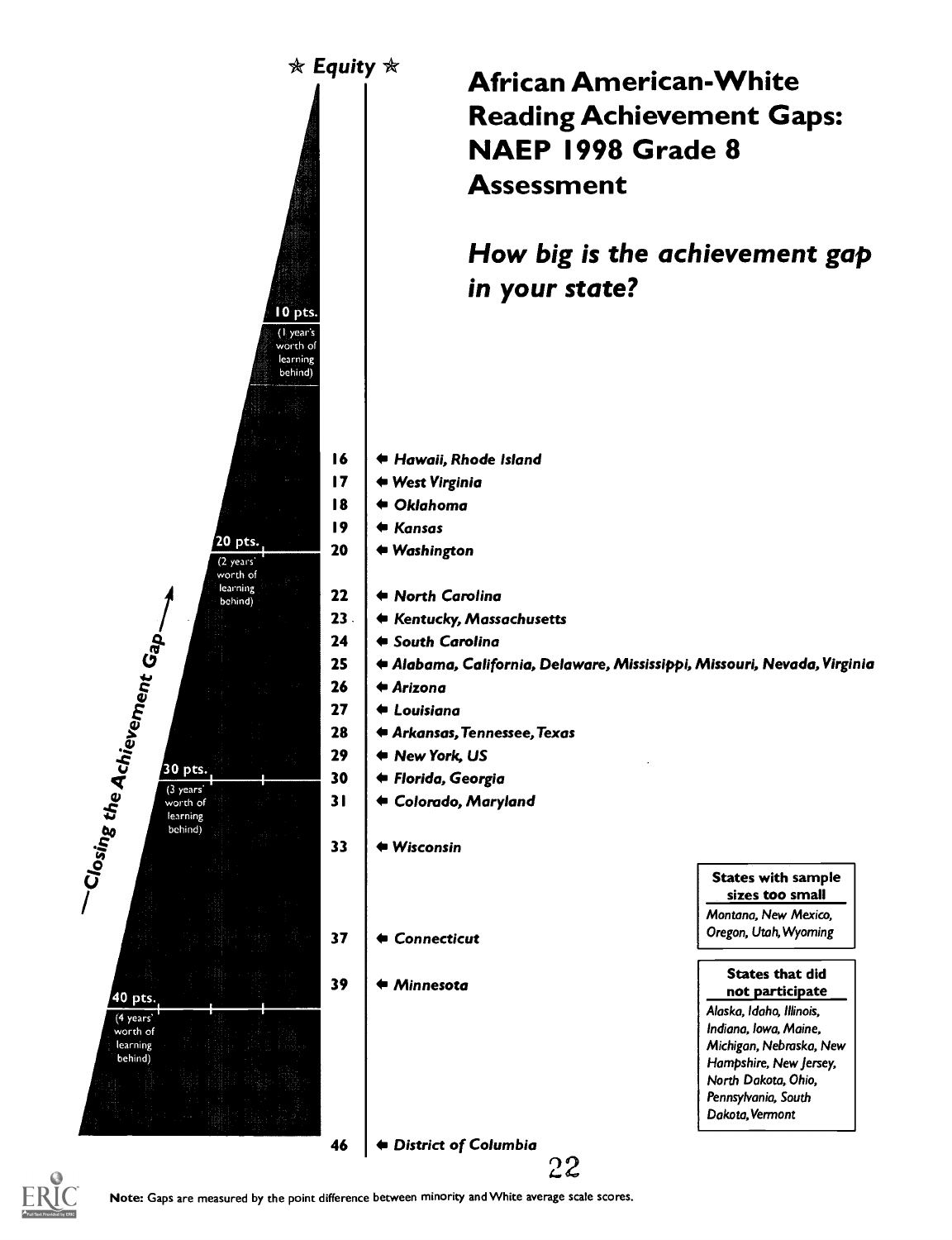# African American-White Reading Achievement Gaps: NAEP 1998 Grade 8 Assessment

## *How big is the achievement gap in your state?*

★ *Equity* ★

*Closing the Achievement Gap*

- 10 pts. (1 year's worth of learning behind)
- 20 pts. (2 years' worth of learning behind)
- 30 pts. (3 years' worth of learning behind)
- 40 pts. (4 years' worth of learning behind)

| Gap | State(s) |
|---|---|
| 16 | *Hawaii, Rhode Island* |
| 17 | *West Virginia* |
| 18 | *Oklahoma* |
| 19 | *Kansas* |
| 20 | *Washington* |
| 22 | *North Carolina* |
| 23 | *Kentucky, Massachusetts* |
| 24 | *South Carolina* |
| 25 | *Alabama, California, Delaware, Mississippi, Missouri, Nevada, Virginia* |
| 26 | *Arizona* |
| 27 | *Louisiana* |
| 28 | *Arkansas, Tennessee, Texas* |
| 29 | *New York, US* |
| 30 | *Florida, Georgia* |
| 31 | *Colorado, Maryland* |
| 33 | *Wisconsin* |
| 37 | *Connecticut* |
| 39 | *Minnesota* |
| 46 | *District of Columbia* |

**States with sample sizes too small**
*Montana, New Mexico, Oregon, Utah, Wyoming*

**States that did not participate**
*Alaska, Idaho, Illinois, Indiana, Iowa, Maine, Michigan, Nebraska, New Hampshire, New Jersey, North Dakota, Ohio, Pennsylvania, South Dakota, Vermont*

**Note:** Gaps are measured by the point difference between minority and White average scale scores.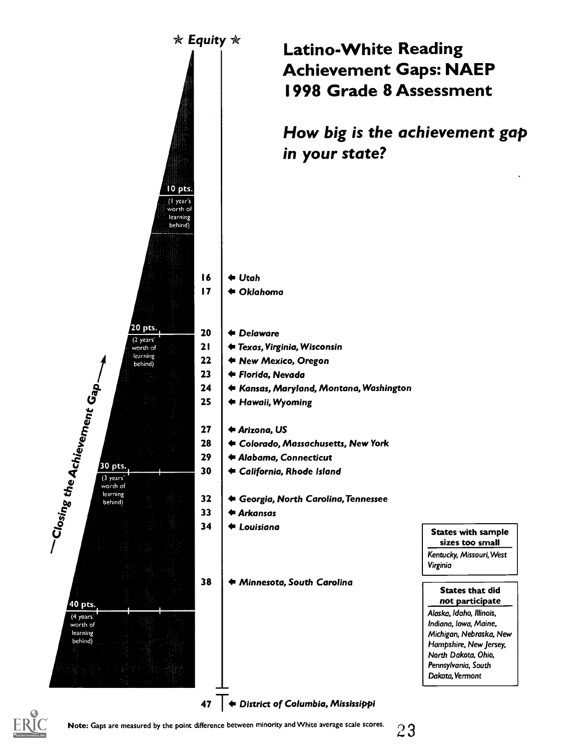# Latino-White Reading Achievement Gaps: NAEP 1998 Grade 8 Assessment

## *How big is the achievement gap in your state?*

★ *Equity* ★

*Closing the Achievement Gap*

10 pts. (1 year's worth of learning behind)

20 pts. (2 years' worth of learning behind)

30 pts. (3 years' worth of learning behind)

40 pts. (4 years' worth of learning behind)

| Gap | States |
|---|---|
| 16 | *Utah* |
| 17 | *Oklahoma* |
| 20 | *Delaware* |
| 21 | *Texas, Virginia, Wisconsin* |
| 22 | *New Mexico, Oregon* |
| 23 | *Florida, Nevada* |
| 24 | *Kansas, Maryland, Montana, Washington* |
| 25 | *Hawaii, Wyoming* |
| 27 | *Arizona, US* |
| 28 | *Colorado, Massachusetts, New York* |
| 29 | *Alabama, Connecticut* |
| 30 | *California, Rhode Island* |
| 32 | *Georgia, North Carolina, Tennessee* |
| 33 | *Arkansas* |
| 34 | *Louisiana* |
| 38 | *Minnesota, South Carolina* |
| 47 | *District of Columbia, Mississippi* |

**States with sample sizes too small**

*Kentucky, Missouri, West Virginia*

**States that did not participate**

*Alaska, Idaho, Illinois, Indiana, Iowa, Maine, Michigan, Nebraska, New Hampshire, New Jersey, North Dakota, Ohio, Pennsylvania, South Dakota, Vermont*

**Note:** Gaps are measured by the point difference between minority and White average scale scores.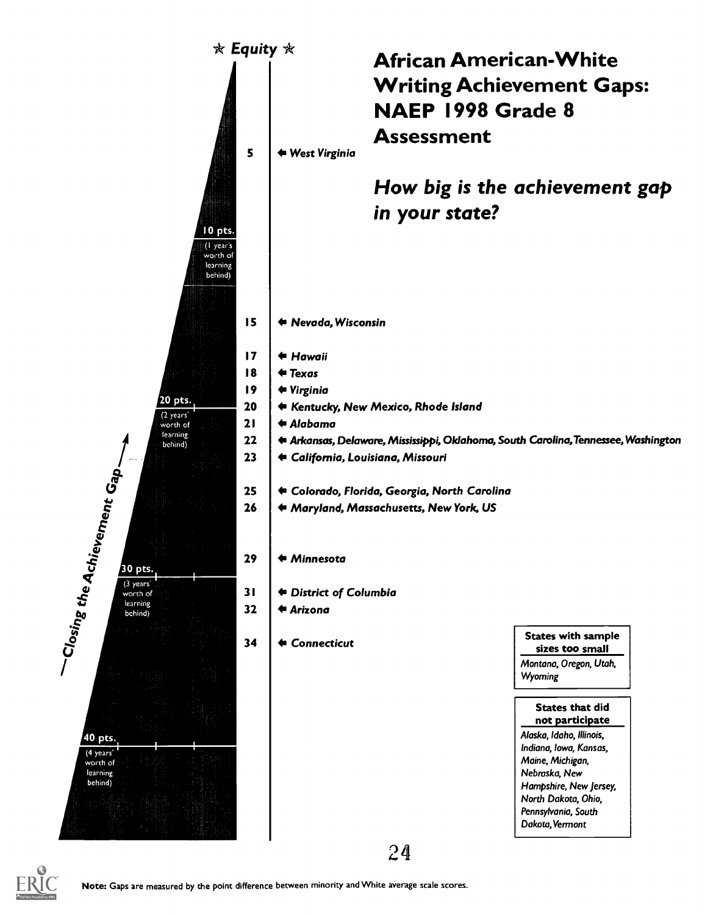# African American-White Writing Achievement Gaps: NAEP 1998 Grade 8 Assessment

## *How big is the achievement gap in your state?*

★ *Equity* ★

| Gap | States |
|---|---|
| 5 | *West Virginia* |
| 15 | *Nevada, Wisconsin* |
| 17 | *Hawaii* |
| 18 | *Texas* |
| 19 | *Virginia* |
| 20 | *Kentucky, New Mexico, Rhode Island* |
| 21 | *Alabama* |
| 22 | *Arkansas, Delaware, Mississippi, Oklahoma, South Carolina, Tennessee, Washington* |
| 23 | *California, Louisiana, Missouri* |
| 25 | *Colorado, Florida, Georgia, North Carolina* |
| 26 | *Maryland, Massachusetts, New York, US* |
| 29 | *Minnesota* |
| 31 | *District of Columbia* |
| 32 | *Arizona* |
| 34 | *Connecticut* |

10 pts. (1 year's worth of learning behind)

20 pts. (2 years' worth of learning behind)

30 pts. (3 years' worth of learning behind)

40 pts. (4 years' worth of learning behind)

—Closing the Achievement Gap

**States with sample sizes too small**

*Montana, Oregon, Utah, Wyoming*

**States that did not participate**

*Alaska, Idaho, Illinois, Indiana, Iowa, Kansas, Maine, Michigan, Nebraska, New Hampshire, New Jersey, North Dakota, Ohio, Pennsylvania, South Dakota, Vermont*

**Note:** Gaps are measured by the point difference between minority and White average scale scores.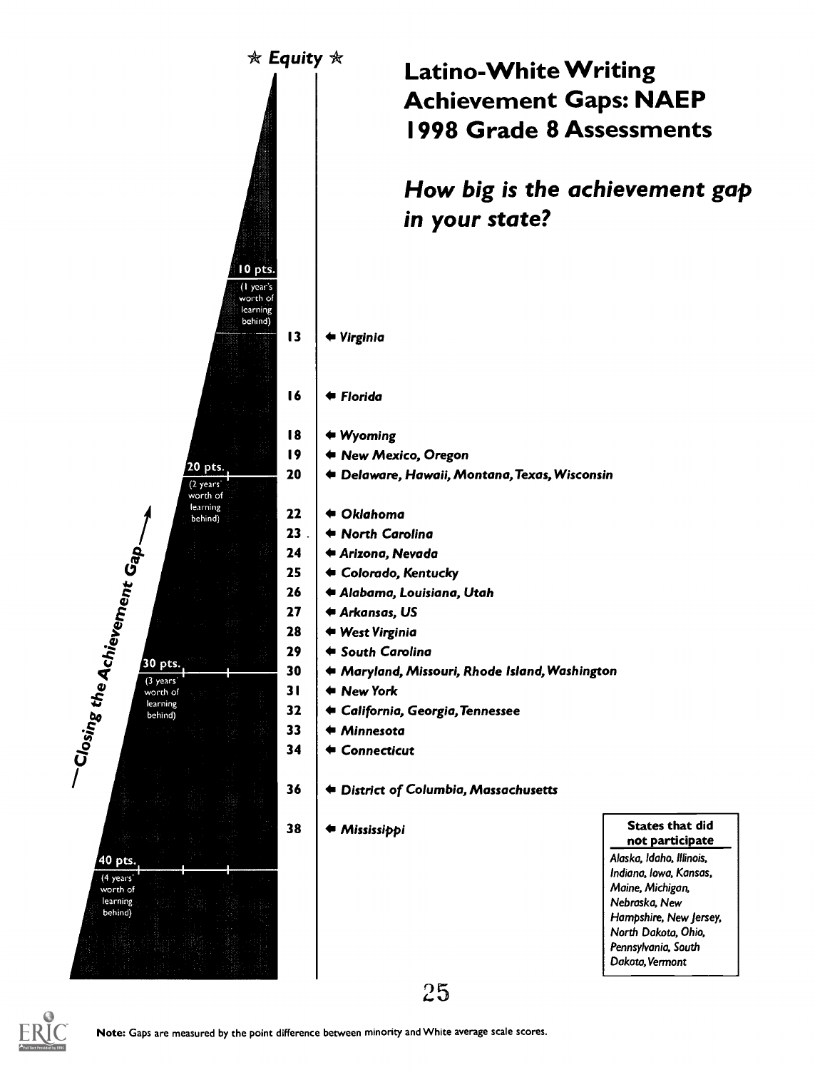# Latino-White Writing Achievement Gaps: NAEP 1998 Grade 8 Assessments

## *How big is the achievement gap in your state?*

☆ *Equity* ☆

10 pts. (1 year's worth of learning behind)

20 pts. (2 years' worth of learning behind)

30 pts. (3 years' worth of learning behind)

40 pts. (4 years' worth of learning behind)

*Closing the Achievement Gap*

| Gap | State(s) |
|---|---|
| 13 | *Virginia* |
| 16 | *Florida* |
| 18 | *Wyoming* |
| 19 | *New Mexico, Oregon* |
| 20 | *Delaware, Hawaii, Montana, Texas, Wisconsin* |
| 22 | *Oklahoma* |
| 23 | *North Carolina* |
| 24 | *Arizona, Nevada* |
| 25 | *Colorado, Kentucky* |
| 26 | *Alabama, Louisiana, Utah* |
| 27 | *Arkansas, US* |
| 28 | *West Virginia* |
| 29 | *South Carolina* |
| 30 | *Maryland, Missouri, Rhode Island, Washington* |
| 31 | *New York* |
| 32 | *California, Georgia, Tennessee* |
| 33 | *Minnesota* |
| 34 | *Connecticut* |
| 36 | *District of Columbia, Massachusetts* |
| 38 | *Mississippi* |

**States that did not participate**

*Alaska, Idaho, Illinois, Indiana, Iowa, Kansas, Maine, Michigan, Nebraska, New Hampshire, New Jersey, North Dakota, Ohio, Pennsylvania, South Dakota, Vermont*

**Note:** Gaps are measured by the point difference between minority and White average scale scores.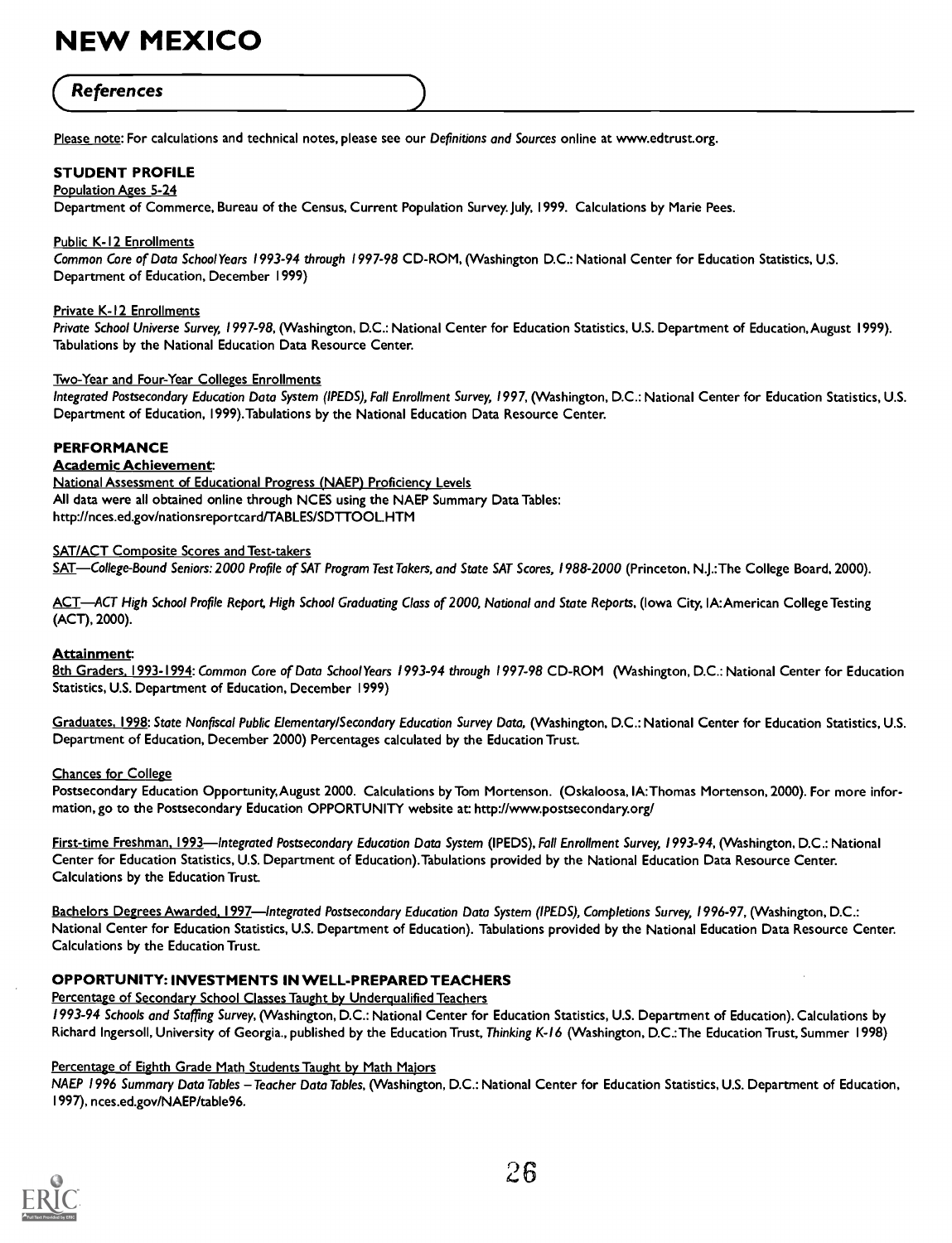# NEW MEXICO

## References

Please note: For calculations and technical notes, please see our *Definitions and Sources* online at www.edtrust.org.

### STUDENT PROFILE

Population Ages 5-24

Department of Commerce, Bureau of the Census, Current Population Survey. July, 1999. Calculations by Marie Pees.

Public K-12 Enrollments

*Common Core of Data School Years 1993-94 through 1997-98* CD-ROM, (Washington D.C.: National Center for Education Statistics, U.S. Department of Education, December 1999)

Private K-12 Enrollments

*Private School Universe Survey, 1997-98*, (Washington, D.C.: National Center for Education Statistics, U.S. Department of Education, August 1999). Tabulations by the National Education Data Resource Center.

Two-Year and Four-Year Colleges Enrollments

*Integrated Postsecondary Education Data System (IPEDS), Fall Enrollment Survey, 1997*, (Washington, D.C.: National Center for Education Statistics, U.S. Department of Education, 1999). Tabulations by the National Education Data Resource Center.

### PERFORMANCE

**Academic Achievement:**

National Assessment of Educational Progress (NAEP) Proficiency Levels

All data were all obtained online through NCES using the NAEP Summary Data Tables: http://nces.ed.gov/nationsreportcard/TABLES/SDTTOOL.HTM

SAT/ACT Composite Scores and Test-takers

SAT—*College-Bound Seniors: 2000 Profile of SAT Program Test Takers, and State SAT Scores, 1988-2000* (Princeton, N.J.: The College Board, 2000).

ACT—*ACT High School Profile Report, High School Graduating Class of 2000, National and State Reports*, (Iowa City, IA: American College Testing (ACT), 2000).

**Attainment:**

8th Graders, 1993-1994: *Common Core of Data School Years 1993-94 through 1997-98* CD-ROM (Washington, D.C.: National Center for Education Statistics, U.S. Department of Education, December 1999)

Graduates, 1998: *State Nonfiscal Public Elementary/Secondary Education Survey Data*, (Washington, D.C.: National Center for Education Statistics, U.S. Department of Education, December 2000) Percentages calculated by the Education Trust.

Chances for College

Postsecondary Education Opportunity, August 2000. Calculations by Tom Mortenson. (Oskaloosa, IA: Thomas Mortenson, 2000). For more information, go to the Postsecondary Education OPPORTUNITY website at: http://www.postsecondary.org/

First-time Freshman, 1993—*Integrated Postsecondary Education Data System* (IPEDS), *Fall Enrollment Survey, 1993-94*, (Washington, D.C.: National Center for Education Statistics, U.S. Department of Education). Tabulations provided by the National Education Data Resource Center. Calculations by the Education Trust.

Bachelors Degrees Awarded, 1997—*Integrated Postsecondary Education Data System (IPEDS), Completions Survey, 1996-97*, (Washington, D.C.: National Center for Education Statistics, U.S. Department of Education). Tabulations provided by the National Education Data Resource Center. Calculations by the Education Trust.

### OPPORTUNITY: INVESTMENTS IN WELL-PREPARED TEACHERS

Percentage of Secondary School Classes Taught by Underqualified Teachers

*1993-94 Schools and Staffing Survey*, (Washington, D.C.: National Center for Education Statistics, U.S. Department of Education). Calculations by Richard Ingersoll, University of Georgia., published by the Education Trust, *Thinking K-16* (Washington, D.C.: The Education Trust, Summer 1998)

Percentage of Eighth Grade Math Students Taught by Math Majors

*NAEP 1996 Summary Data Tables – Teacher Data Tables*, (Washington, D.C.: National Center for Education Statistics, U.S. Department of Education, 1997), nces.ed.gov/NAEP/table96.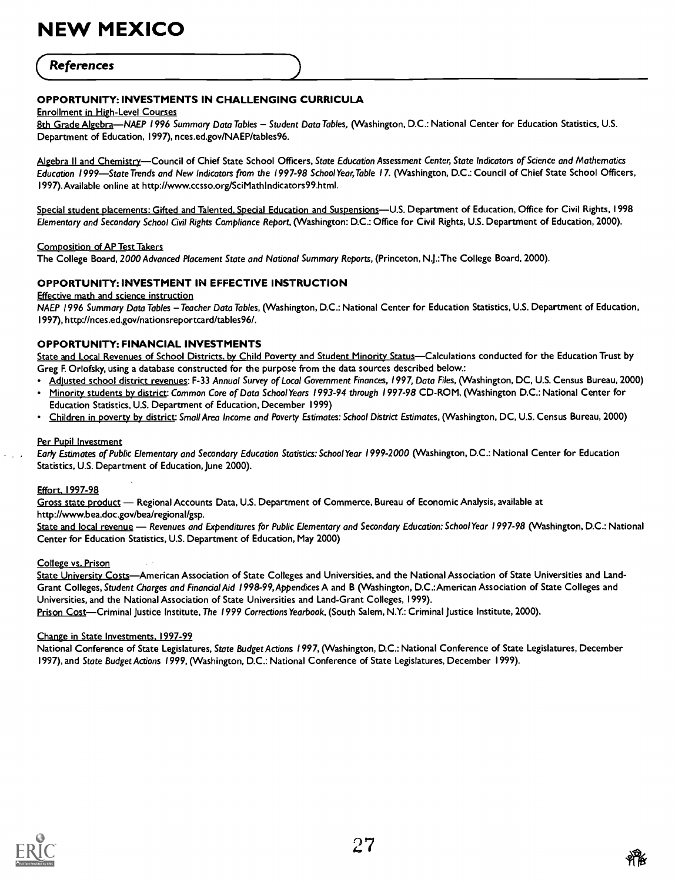# NEW MEXICO

## References

### OPPORTUNITY: INVESTMENTS IN CHALLENGING CURRICULA

Enrollment in High-Level Courses

8th Grade Algebra—*NAEP 1996 Summary Data Tables – Student Data Tables*, (Washington, D.C.: National Center for Education Statistics, U.S. Department of Education, 1997), nces.ed.gov/NAEP/tables96.

Algebra II and Chemistry—Council of Chief State School Officers, *State Education Assessment Center, State Indicators of Science and Mathematics Education 1999—State Trends and New Indicators from the 1997-98 School Year, Table 17.* (Washington, D.C.: Council of Chief State School Officers, 1997). Available online at http://www.ccsso.org/SciMathIndicators99.html.

Special student placements: Gifted and Talented, Special Education and Suspensions—U.S. Department of Education, Office for Civil Rights, 1998 *Elementary and Secondary School Civil Rights Compliance Report*, (Washington: D.C.: Office for Civil Rights, U.S. Department of Education, 2000).

Composition of AP Test Takers

The College Board, *2000 Advanced Placement State and National Summary Reports*, (Princeton, N.J.: The College Board, 2000).

### OPPORTUNITY: INVESTMENT IN EFFECTIVE INSTRUCTION

Effective math and science instruction

*NAEP 1996 Summary Data Tables – Teacher Data Tables*, (Washington, D.C.: National Center for Education Statistics, U.S. Department of Education, 1997), http://nces.ed.gov/nationsreportcard/tables96/.

### OPPORTUNITY: FINANCIAL INVESTMENTS

State and Local Revenues of School Districts, by Child Poverty and Student Minority Status—Calculations conducted for the Education Trust by Greg F. Orlofsky, using a database constructed for the purpose from the data sources described below.:

- Adjusted school district revenues: F-33 *Annual Survey of Local Government Finances, 1997, Data Files*, (Washington, DC, U.S. Census Bureau, 2000)
- Minority students by district: *Common Core of Data School Years 1993-94 through 1997-98* CD-ROM, (Washington D.C.: National Center for Education Statistics, U.S. Department of Education, December 1999)
- Children in poverty by district: *Small Area Income and Poverty Estimates: School District Estimates*, (Washington, DC, U.S. Census Bureau, 2000)

Per Pupil Investment

*Early Estimates of Public Elementary and Secondary Education Statistics: School Year 1999-2000* (Washington, D.C.: National Center for Education Statistics, U.S. Department of Education, June 2000).

Effort, 1997-98

Gross state product — Regional Accounts Data, U.S. Department of Commerce, Bureau of Economic Analysis, available at http://www.bea.doc.gov/bea/regional/gsp.

State and local revenue — *Revenues and Expenditures for Public Elementary and Secondary Education: School Year 1997-98* (Washington, D.C.: National Center for Education Statistics, U.S. Department of Education, May 2000)

College vs. Prison

State University Costs—American Association of State Colleges and Universities, and the National Association of State Universities and Land-Grant Colleges, *Student Charges and Financial Aid 1998-99, Appendices* A and B (Washington, D.C.: American Association of State Colleges and Universities, and the National Association of State Universities and Land-Grant Colleges, 1999).

Prison Cost—Criminal Justice Institute, *The 1999 Corrections Yearbook*, (South Salem, N.Y.: Criminal Justice Institute, 2000).

Change in State Investments, 1997-99

National Conference of State Legislatures, *State Budget Actions 1997*, (Washington, D.C.: National Conference of State Legislatures, December 1997), and *State Budget Actions 1999*, (Washington, D.C.: National Conference of State Legislatures, December 1999).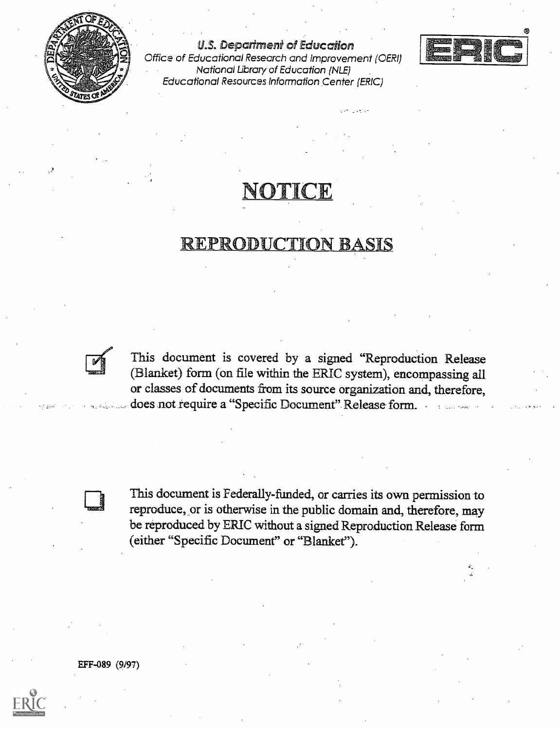U.S. Department of Education
Office of Educational Research and Improvement (OERI)
National Library of Education (NLE)
Educational Resources Information Center (ERIC)

ERIC®

# NOTICE

## REPRODUCTION BASIS

☑ This document is covered by a signed "Reproduction Release (Blanket) form (on file within the ERIC system), encompassing all or classes of documents from its source organization and, therefore, does not require a "Specific Document" Release form.

☐ This document is Federally-funded, or carries its own permission to reproduce, or is otherwise in the public domain and, therefore, may be reproduced by ERIC without a signed Reproduction Release form (either "Specific Document" or "Blanket").

EFF-089 (9/97)